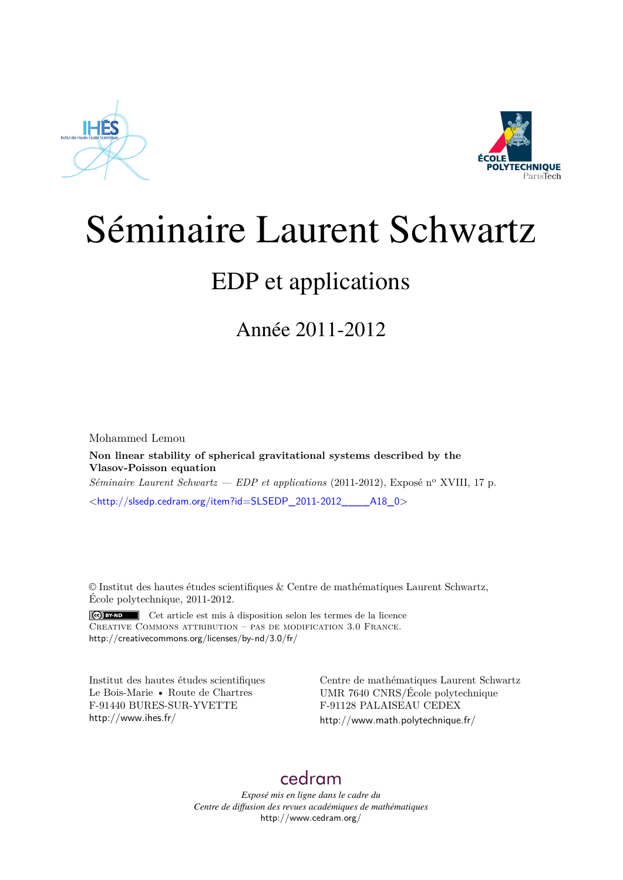# Séminaire Laurent Schwartz

## EDP et applications

### Année 2011-2012

Mohammed Lemou

**Non linear stability of spherical gravitational systems described by the Vlasov-Poisson equation**

*Séminaire Laurent Schwartz — EDP et applications* (2011-2012), Exposé n$^{o}$ XVIII, 17 p.

<http://slsedp.cedram.org/item?id=SLSEDP_2011-2012____A18_0>

© Institut des hautes études scientifiques & Centre de mathématiques Laurent Schwartz, École polytechnique, 2011-2012.

Cet article est mis à disposition selon les termes de la licence CREATIVE COMMONS ATTRIBUTION – PAS DE MODIFICATION 3.0 FRANCE.
http://creativecommons.org/licenses/by-nd/3.0/fr/

Institut des hautes études scientifiques
Le Bois-Marie • Route de Chartres
F-91440 BURES-SUR-YVETTE
http://www.ihes.fr/

Centre de mathématiques Laurent Schwartz
UMR 7640 CNRS/École polytechnique
F-91128 PALAISEAU CEDEX
http://www.math.polytechnique.fr/

cedram

*Exposé mis en ligne dans le cadre du*
*Centre de diffusion des revues académiques de mathématiques*
http://www.cedram.org/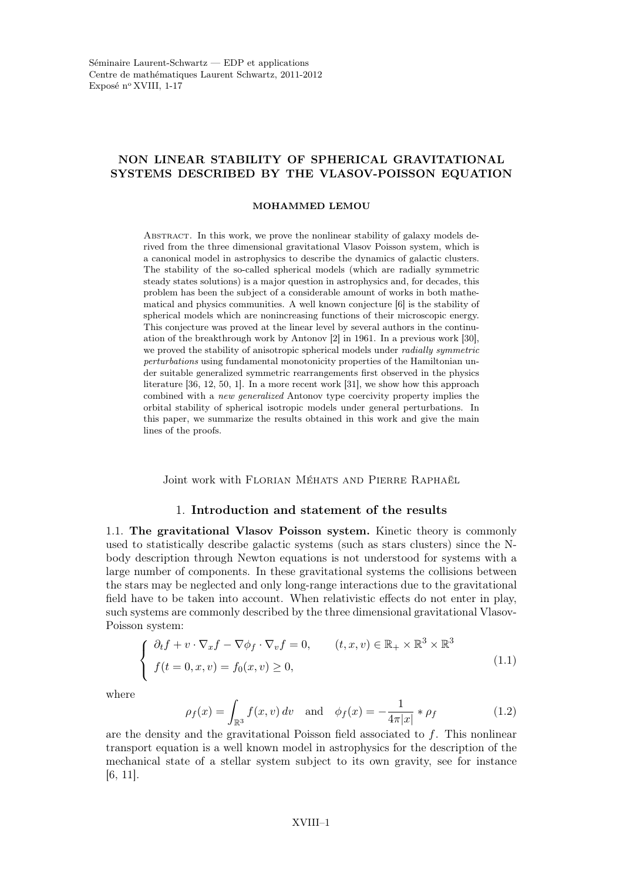Séminaire Laurent-Schwartz — EDP et applications
Centre de mathématiques Laurent Schwartz, 2011-2012
Exposé n° XVIII, 1-17

# NON LINEAR STABILITY OF SPHERICAL GRAVITATIONAL SYSTEMS DESCRIBED BY THE VLASOV-POISSON EQUATION

**MOHAMMED LEMOU**

Abstract. In this work, we prove the nonlinear stability of galaxy models derived from the three dimensional gravitational Vlasov Poisson system, which is a canonical model in astrophysics to describe the dynamics of galactic clusters. The stability of the so-called spherical models (which are radially symmetric steady states solutions) is a major question in astrophysics and, for decades, this problem has been the subject of a considerable amount of works in both mathematical and physics communities. A well known conjecture [6] is the stability of spherical models which are nonincreasing functions of their microscopic energy. This conjecture was proved at the linear level by several authors in the continuation of the breakthrough work by Antonov [2] in 1961. In a previous work [30], we proved the stability of anisotropic spherical models under *radially symmetric perturbations* using fundamental monotonicity properties of the Hamiltonian under suitable generalized symmetric rearrangements first observed in the physics literature [36, 12, 50, 1]. In a more recent work [31], we show how this approach combined with a *new generalized* Antonov type coercivity property implies the orbital stability of spherical isotropic models under general perturbations. In this paper, we summarize the results obtained in this work and give the main lines of the proofs.

Joint work with Florian Méhats and Pierre Raphaël

## 1. Introduction and statement of the results

**1.1. The gravitational Vlasov Poisson system.** Kinetic theory is commonly used to statistically describe galactic systems (such as stars clusters) since the N-body description through Newton equations is not understood for systems with a large number of components. In these gravitational systems the collisions between the stars may be neglected and only long-range interactions due to the gravitational field have to be taken into account. When relativistic effects do not enter in play, such systems are commonly described by the three dimensional gravitational Vlasov-Poisson system:

$$
\left\{
\begin{array}{ll}
\partial_t f + v \cdot \nabla_x f - \nabla \phi_f \cdot \nabla_v f = 0, & (t,x,v) \in \mathbb{R}_+ \times \mathbb{R}^3 \times \mathbb{R}^3 \\
f(t=0,x,v) = f_0(x,v) \geq 0, &
\end{array}
\right.
\tag{1.1}
$$

where

$$
\rho_f(x) = \int_{\mathbb{R}^3} f(x,v)\, dv \quad \text{and} \quad \phi_f(x) = -\frac{1}{4\pi|x|} * \rho_f \tag{1.2}
$$

are the density and the gravitational Poisson field associated to $f$. This nonlinear transport equation is a well known model in astrophysics for the description of the mechanical state of a stellar system subject to its own gravity, see for instance [6, 11].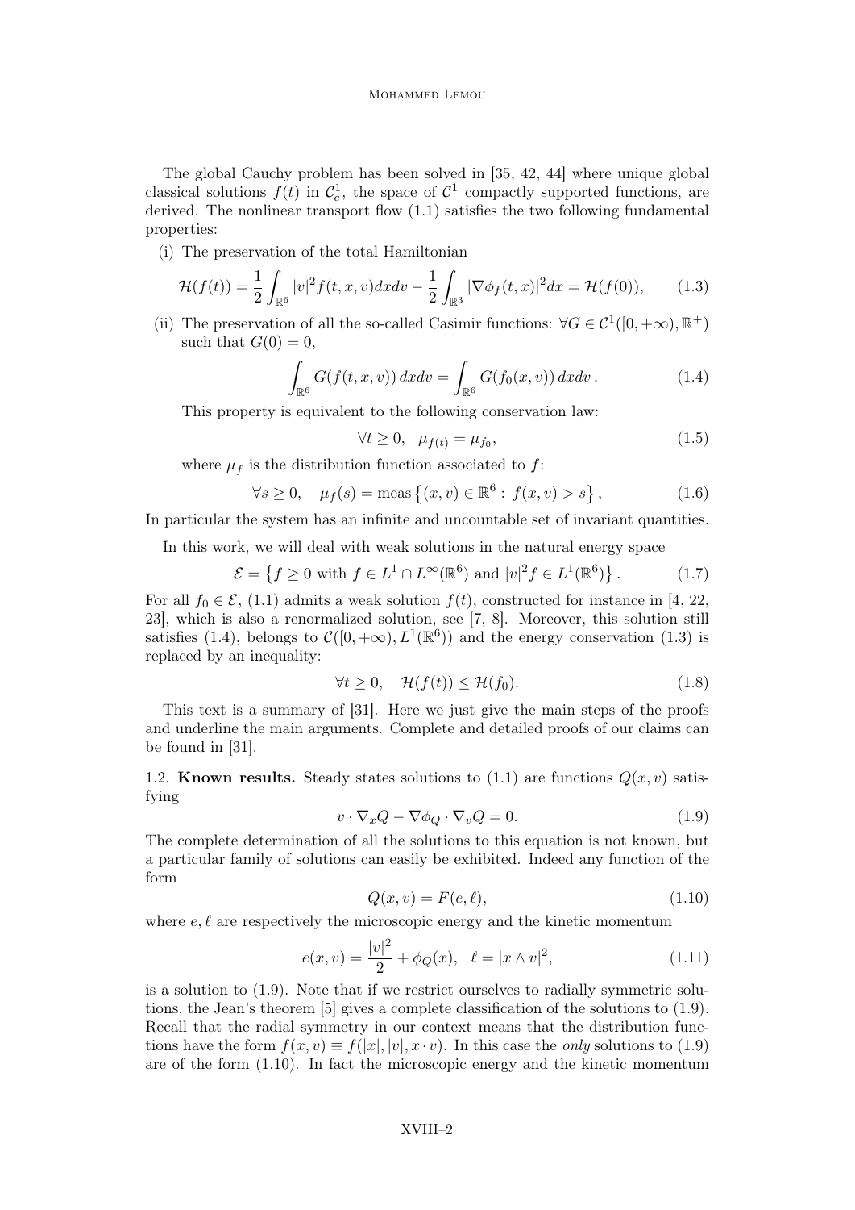The global Cauchy problem has been solved in [35, 42, 44] where unique global classical solutions $f(t)$ in $\mathcal{C}^1_c$, the space of $\mathcal{C}^1$ compactly supported functions, are derived. The nonlinear transport flow (1.1) satisfies the two following fundamental properties:

(i) The preservation of the total Hamiltonian

$$\mathcal{H}(f(t)) = \frac{1}{2}\int_{\mathbb{R}^6} |v|^2 f(t,x,v)dxdv - \frac{1}{2}\int_{\mathbb{R}^3} |\nabla\phi_f(t,x)|^2 dx = \mathcal{H}(f(0)), \tag{1.3}$$

(ii) The preservation of all the so-called Casimir functions: $\forall G \in \mathcal{C}^1([0,+\infty),\mathbb{R}^+)$ such that $G(0) = 0$,

$$\int_{\mathbb{R}^6} G(f(t,x,v))\,dxdv = \int_{\mathbb{R}^6} G(f_0(x,v))\,dxdv\,. \tag{1.4}$$

This property is equivalent to the following conservation law:

$$\forall t \geq 0, \quad \mu_{f(t)} = \mu_{f_0}, \tag{1.5}$$

where $\mu_f$ is the distribution function associated to $f$:

$$\forall s \geq 0, \quad \mu_f(s) = \text{meas}\left\{(x,v) \in \mathbb{R}^6 : \, f(x,v) > s\right\}, \tag{1.6}$$

In particular the system has an infinite and uncountable set of invariant quantities.

In this work, we will deal with weak solutions in the natural energy space

$$\mathcal{E} = \left\{f \geq 0 \text{ with } f \in L^1 \cap L^\infty(\mathbb{R}^6) \text{ and } |v|^2 f \in L^1(\mathbb{R}^6)\right\}. \tag{1.7}$$

For all $f_0 \in \mathcal{E}$, (1.1) admits a weak solution $f(t)$, constructed for instance in [4, 22, 23], which is also a renormalized solution, see [7, 8]. Moreover, this solution still satisfies (1.4), belongs to $\mathcal{C}([0,+\infty),L^1(\mathbb{R}^6))$ and the energy conservation (1.3) is replaced by an inequality:

$$\forall t \geq 0, \quad \mathcal{H}(f(t)) \leq \mathcal{H}(f_0). \tag{1.8}$$

This text is a summary of [31]. Here we just give the main steps of the proofs and underline the main arguments. Complete and detailed proofs of our claims can be found in [31].

1.2. **Known results.** Steady states solutions to (1.1) are functions $Q(x,v)$ satisfying

$$v \cdot \nabla_x Q - \nabla\phi_Q \cdot \nabla_v Q = 0. \tag{1.9}$$

The complete determination of all the solutions to this equation is not known, but a particular family of solutions can easily be exhibited. Indeed any function of the form

$$Q(x,v) = F(e,\ell), \tag{1.10}$$

where $e, \ell$ are respectively the microscopic energy and the kinetic momentum

$$e(x,v) = \frac{|v|^2}{2} + \phi_Q(x), \quad \ell = |x \wedge v|^2, \tag{1.11}$$

is a solution to (1.9). Note that if we restrict ourselves to radially symmetric solutions, the Jean's theorem [5] gives a complete classification of the solutions to (1.9). Recall that the radial symmetry in our context means that the distribution functions have the form $f(x,v) \equiv f(|x|,|v|,x\cdot v)$. In this case the *only* solutions to (1.9) are of the form (1.10). In fact the microscopic energy and the kinetic momentum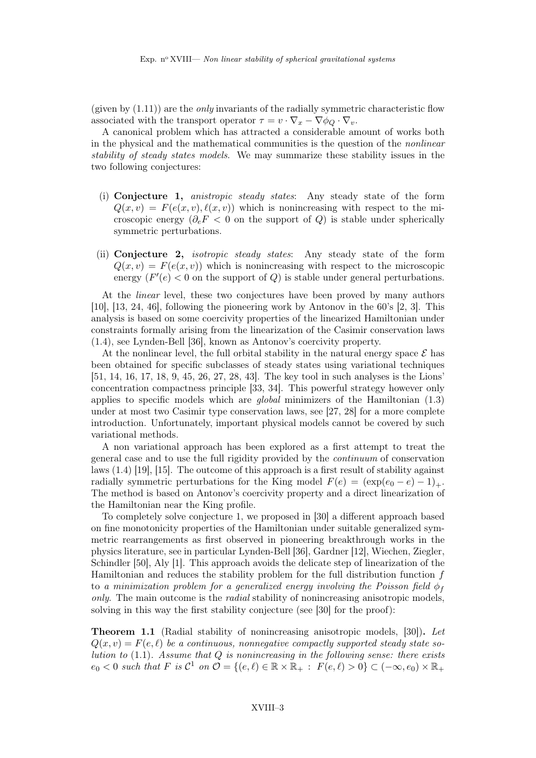(given by (1.11)) are the *only* invariants of the radially symmetric characteristic flow associated with the transport operator $\tau = v \cdot \nabla_x - \nabla\phi_Q \cdot \nabla_v$.

A canonical problem which has attracted a considerable amount of works both in the physical and the mathematical communities is the question of the *nonlinear stability of steady states models*. We may summarize these stability issues in the two following conjectures:

(i) **Conjecture 1,** *anistropic steady states*: Any steady state of the form $Q(x, v) = F(e(x, v), \ell(x, v))$ which is nonincreasing with respect to the microscopic energy ($\partial_e F < 0$ on the support of $Q$) is stable under spherically symmetric perturbations.

(ii) **Conjecture 2,** *isotropic steady states*: Any steady state of the form $Q(x, v) = F(e(x, v))$ which is nonincreasing with respect to the microscopic energy ($F'(e) < 0$ on the support of $Q$) is stable under general perturbations.

At the *linear* level, these two conjectures have been proved by many authors [10], [13, 24, 46], following the pioneering work by Antonov in the 60's [2, 3]. This analysis is based on some coercivity properties of the linearized Hamiltonian under constraints formally arising from the linearization of the Casimir conservation laws (1.4), see Lynden-Bell [36], known as Antonov's coercivity property.

At the nonlinear level, the full orbital stability in the natural energy space $\mathcal{E}$ has been obtained for specific subclasses of steady states using variational techniques [51, 14, 16, 17, 18, 9, 45, 26, 27, 28, 43]. The key tool in such analyses is the Lions' concentration compactness principle [33, 34]. This powerful strategy however only applies to specific models which are *global* minimizers of the Hamiltonian (1.3) under at most two Casimir type conservation laws, see [27, 28] for a more complete introduction. Unfortunately, important physical models cannot be covered by such variational methods.

A non variational approach has been explored as a first attempt to treat the general case and to use the full rigidity provided by the *continuum* of conservation laws (1.4) [19], [15]. The outcome of this approach is a first result of stability against radially symmetric perturbations for the King model $F(e) = (\exp(e_0 - e) - 1)_+$. The method is based on Antonov's coercivity property and a direct linearization of the Hamiltonian near the King profile.

To completely solve conjecture 1, we proposed in [30] a different approach based on fine monotonicity properties of the Hamiltonian under suitable generalized symmetric rearrangements as first observed in pioneering breakthrough works in the physics literature, see in particular Lynden-Bell [36], Gardner [12], Wiechen, Ziegler, Schindler [50], Aly [1]. This approach avoids the delicate step of linearization of the Hamiltonian and reduces the stability problem for the full distribution function $f$ to *a minimization problem for a generalized energy involving the Poisson field $\phi_f$ only*. The main outcome is the *radial* stability of nonincreasing anisotropic models, solving in this way the first stability conjecture (see [30] for the proof):

**Theorem 1.1** (Radial stability of nonincreasing anisotropic models, [30])**.** *Let $Q(x, v) = F(e, \ell)$ be a continuous, nonnegative compactly supported steady state solution to* (1.1)*. Assume that $Q$ is nonincreasing in the following sense: there exists $e_0 < 0$ such that $F$ is $\mathcal{C}^1$ on $\mathcal{O} = \{(e, \ell) \in \mathbb{R} \times \mathbb{R}_+ : F(e, \ell) > 0\} \subset (-\infty, e_0) \times \mathbb{R}_+$*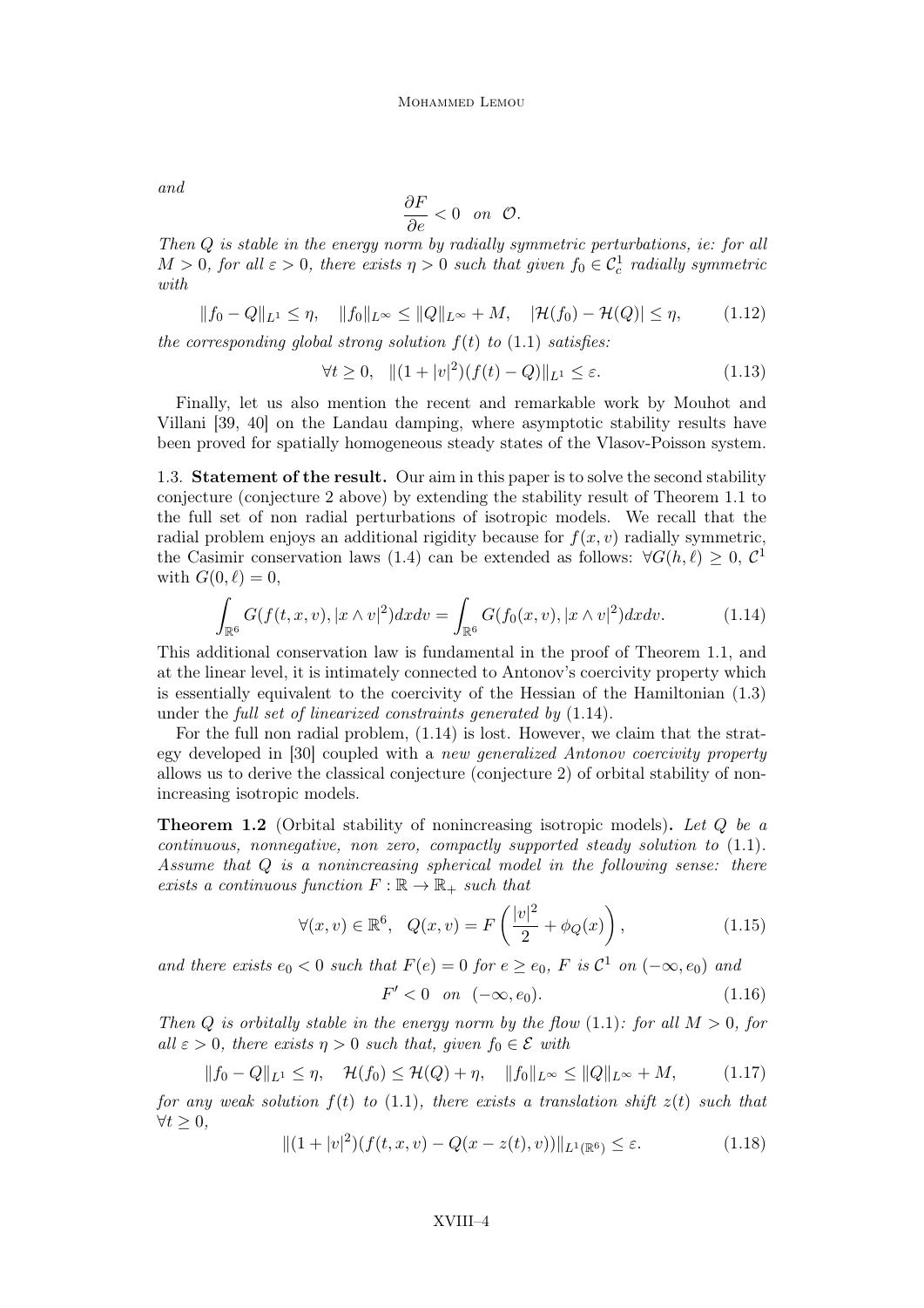*and*

$$\frac{\partial F}{\partial e} < 0 \quad on \quad \mathcal{O}.$$

*Then $Q$ is stable in the energy norm by radially symmetric perturbations, ie: for all $M > 0$, for all $\varepsilon > 0$, there exists $\eta > 0$ such that given $f_0 \in \mathcal{C}^1_c$ radially symmetric with*

$$\|f_0 - Q\|_{L^1} \leq \eta, \quad \|f_0\|_{L^\infty} \leq \|Q\|_{L^\infty} + M, \quad |\mathcal{H}(f_0) - \mathcal{H}(Q)| \leq \eta, \tag{1.12}$$

*the corresponding global strong solution $f(t)$ to (1.1) satisfies:*

$$\forall t \geq 0, \quad \|(1 + |v|^2)(f(t) - Q)\|_{L^1} \leq \varepsilon. \tag{1.13}$$

Finally, let us also mention the recent and remarkable work by Mouhot and Villani [39, 40] on the Landau damping, where asymptotic stability results have been proved for spatially homogeneous steady states of the Vlasov-Poisson system.

1.3. **Statement of the result.** Our aim in this paper is to solve the second stability conjecture (conjecture 2 above) by extending the stability result of Theorem 1.1 to the full set of non radial perturbations of isotropic models. We recall that the radial problem enjoys an additional rigidity because for $f(x, v)$ radially symmetric, the Casimir conservation laws (1.4) can be extended as follows: $\forall G(h, \ell) \geq 0$, $\mathcal{C}^1$ with $G(0, \ell) = 0$,

$$\int_{\mathbb{R}^6} G(f(t, x, v), |x \wedge v|^2) dx dv = \int_{\mathbb{R}^6} G(f_0(x, v), |x \wedge v|^2) dx dv. \tag{1.14}$$

This additional conservation law is fundamental in the proof of Theorem 1.1, and at the linear level, it is intimately connected to Antonov's coercivity property which is essentially equivalent to the coercivity of the Hessian of the Hamiltonian (1.3) under the *full set of linearized constraints generated by* (1.14).

For the full non radial problem, (1.14) is lost. However, we claim that the strategy developed in [30] coupled with a *new generalized Antonov coercivity property* allows us to derive the classical conjecture (conjecture 2) of orbital stability of nonincreasing isotropic models.

**Theorem 1.2** (Orbital stability of nonincreasing isotropic models)**.** *Let $Q$ be a continuous, nonnegative, non zero, compactly supported steady solution to (1.1). Assume that $Q$ is a nonincreasing spherical model in the following sense: there exists a continuous function $F : \mathbb{R} \to \mathbb{R}_+$ such that*

$$\forall (x, v) \in \mathbb{R}^6, \quad Q(x, v) = F\left(\frac{|v|^2}{2} + \phi_Q(x)\right), \tag{1.15}$$

*and there exists $e_0 < 0$ such that $F(e) = 0$ for $e \geq e_0$, $F$ is $\mathcal{C}^1$ on $(-\infty, e_0)$ and*

$$F' < 0 \quad on \quad (-\infty, e_0). \tag{1.16}$$

*Then $Q$ is orbitally stable in the energy norm by the flow (1.1): for all $M > 0$, for all $\varepsilon > 0$, there exists $\eta > 0$ such that, given $f_0 \in \mathcal{E}$ with*

$$\|f_0 - Q\|_{L^1} \leq \eta, \quad \mathcal{H}(f_0) \leq \mathcal{H}(Q) + \eta, \quad \|f_0\|_{L^\infty} \leq \|Q\|_{L^\infty} + M, \tag{1.17}$$

*for any weak solution $f(t)$ to (1.1), there exists a translation shift $z(t)$ such that $\forall t \geq 0$,*

$$\|(1 + |v|^2)(f(t, x, v) - Q(x - z(t), v))\|_{L^1(\mathbb{R}^6)} \leq \varepsilon. \tag{1.18}$$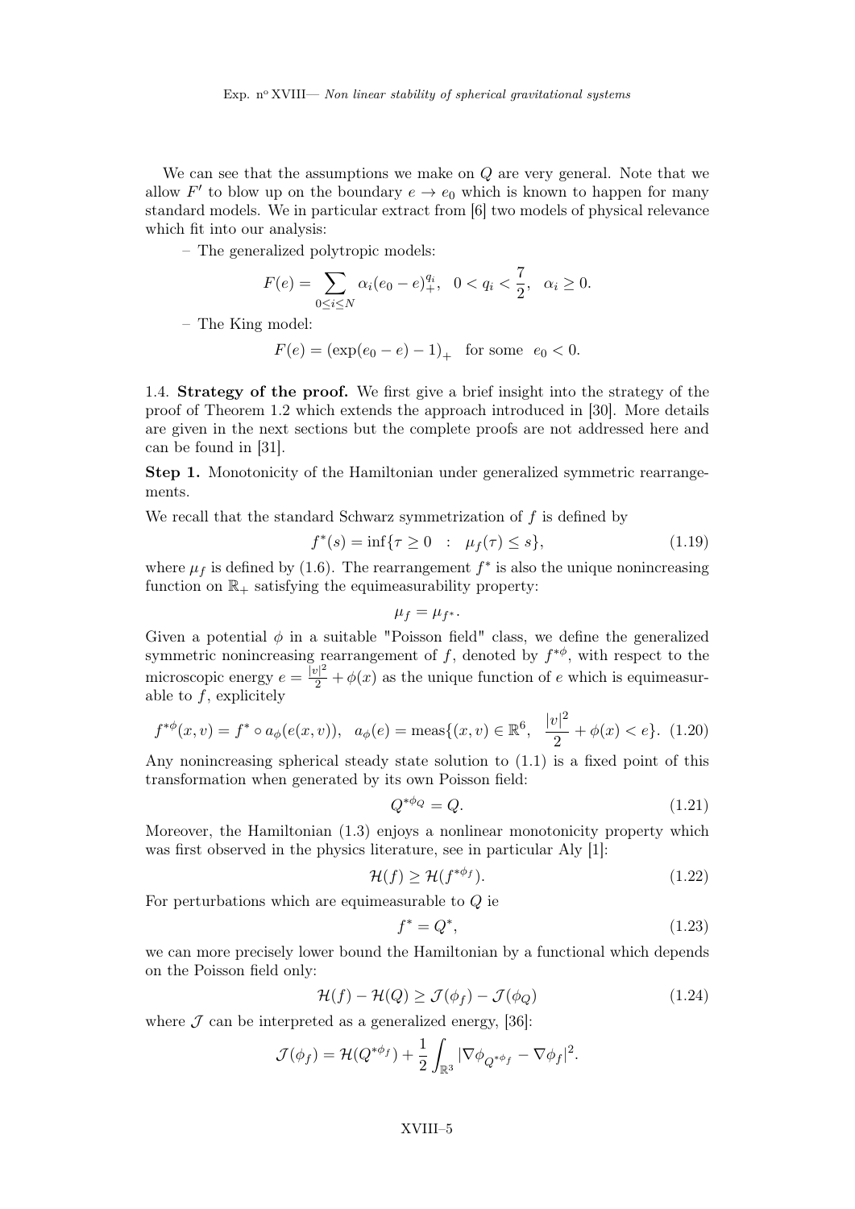We can see that the assumptions we make on $Q$ are very general. Note that we allow $F'$ to blow up on the boundary $e \to e_0$ which is known to happen for many standard models. We in particular extract from [6] two models of physical relevance which fit into our analysis:

– The generalized polytropic models:

$$F(e) = \sum_{0 \leq i \leq N} \alpha_i (e_0 - e)_+^{q_i}, \quad 0 < q_i < \frac{7}{2}, \quad \alpha_i \geq 0.$$

– The King model:

$$F(e) = \left(\exp(e_0 - e) - 1\right)_+ \quad \text{for some} \quad e_0 < 0.$$

1.4. **Strategy of the proof.** We first give a brief insight into the strategy of the proof of Theorem 1.2 which extends the approach introduced in [30]. More details are given in the next sections but the complete proofs are not addressed here and can be found in [31].

**Step 1.** Monotonicity of the Hamiltonian under generalized symmetric rearrangements.

We recall that the standard Schwarz symmetrization of $f$ is defined by

$$f^*(s) = \inf\{\tau \geq 0 \quad : \quad \mu_f(\tau) \leq s\}, \tag{1.19}$$

where $\mu_f$ is defined by (1.6). The rearrangement $f^*$ is also the unique nonincreasing function on $\mathbb{R}_+$ satisfying the equimeasurability property:

$$\mu_f = \mu_{f^*}.$$

Given a potential $\phi$ in a suitable "Poisson field" class, we define the generalized symmetric nonincreasing rearrangement of $f$, denoted by $f^{*\phi}$, with respect to the microscopic energy $e = \frac{|v|^2}{2} + \phi(x)$ as the unique function of $e$ which is equimeasurable to $f$, explicitely

$$f^{*\phi}(x,v) = f^* \circ a_\phi(e(x,v)), \quad a_\phi(e) = \text{meas}\{(x,v) \in \mathbb{R}^6, \ \ \frac{|v|^2}{2} + \phi(x) < e\}. \tag{1.20}$$

Any nonincreasing spherical steady state solution to (1.1) is a fixed point of this transformation when generated by its own Poisson field:

$$Q^{*\phi_Q} = Q. \tag{1.21}$$

Moreover, the Hamiltonian (1.3) enjoys a nonlinear monotonicity property which was first observed in the physics literature, see in particular Aly [1]:

$$\mathcal{H}(f) \geq \mathcal{H}(f^{*\phi_f}). \tag{1.22}$$

For perturbations which are equimeasurable to $Q$ ie

$$f^* = Q^*, \tag{1.23}$$

we can more precisely lower bound the Hamiltonian by a functional which depends on the Poisson field only:

$$\mathcal{H}(f) - \mathcal{H}(Q) \geq \mathcal{J}(\phi_f) - \mathcal{J}(\phi_Q) \tag{1.24}$$

where $\mathcal{J}$ can be interpreted as a generalized energy, [36]:

$$\mathcal{J}(\phi_f) = \mathcal{H}(Q^{*\phi_f}) + \frac{1}{2}\int_{\mathbb{R}^3} |\nabla \phi_{Q^{*\phi_f}} - \nabla \phi_f|^2.$$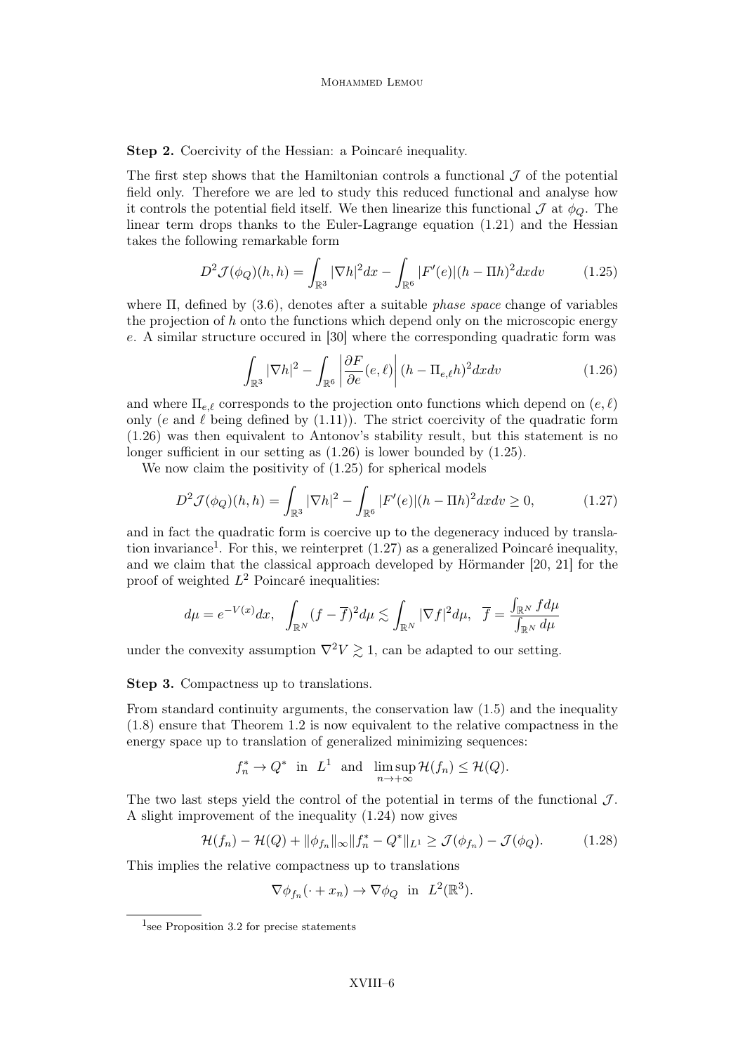**Step 2.** Coercivity of the Hessian: a Poincaré inequality.

The first step shows that the Hamiltonian controls a functional $\mathcal{J}$ of the potential field only. Therefore we are led to study this reduced functional and analyse how it controls the potential field itself. We then linearize this functional $\mathcal{J}$ at $\phi_Q$. The linear term drops thanks to the Euler-Lagrange equation (1.21) and the Hessian takes the following remarkable form

$$D^2\mathcal{J}(\phi_Q)(h,h) = \int_{\mathbb{R}^3} |\nabla h|^2 dx - \int_{\mathbb{R}^6} |F'(e)|(h - \Pi h)^2 dx dv \tag{1.25}$$

where $\Pi$, defined by (3.6), denotes after a suitable *phase space* change of variables the projection of $h$ onto the functions which depend only on the microscopic energy $e$. A similar structure occured in [30] where the corresponding quadratic form was

$$\int_{\mathbb{R}^3} |\nabla h|^2 - \int_{\mathbb{R}^6} \left|\frac{\partial F}{\partial e}(e,\ell)\right| (h - \Pi_{e,\ell} h)^2 dx dv \tag{1.26}$$

and where $\Pi_{e,\ell}$ corresponds to the projection onto functions which depend on $(e,\ell)$ only ($e$ and $\ell$ being defined by (1.11)). The strict coercivity of the quadratic form (1.26) was then equivalent to Antonov's stability result, but this statement is no longer sufficient in our setting as (1.26) is lower bounded by (1.25).

We now claim the positivity of (1.25) for spherical models

$$D^2\mathcal{J}(\phi_Q)(h,h) = \int_{\mathbb{R}^3} |\nabla h|^2 - \int_{\mathbb{R}^6} |F'(e)|(h - \Pi h)^2 dx dv \geq 0, \tag{1.27}$$

and in fact the quadratic form is coercive up to the degeneracy induced by translation invariance[1]. For this, we reinterpret (1.27) as a generalized Poincaré inequality, and we claim that the classical approach developed by Hörmander [20, 21] for the proof of weighted $L^2$ Poincaré inequalities:

$$d\mu = e^{-V(x)}dx, \quad \int_{\mathbb{R}^N} (f - \overline{f})^2 d\mu \lesssim \int_{\mathbb{R}^N} |\nabla f|^2 d\mu, \quad \overline{f} = \frac{\int_{\mathbb{R}^N} f d\mu}{\int_{\mathbb{R}^N} d\mu}$$

under the convexity assumption $\nabla^2 V \gtrsim 1$, can be adapted to our setting.

**Step 3.** Compactness up to translations.

From standard continuity arguments, the conservation law (1.5) and the inequality (1.8) ensure that Theorem 1.2 is now equivalent to the relative compactness in the energy space up to translation of generalized minimizing sequences:

$$f_n^* \to Q^* \text{ in } L^1 \text{ and } \limsup_{n\to+\infty} \mathcal{H}(f_n) \leq \mathcal{H}(Q).$$

The two last steps yield the control of the potential in terms of the functional $\mathcal{J}$. A slight improvement of the inequality (1.24) now gives

$$\mathcal{H}(f_n) - \mathcal{H}(Q) + \|\phi_{f_n}\|_\infty \|f_n^* - Q^*\|_{L^1} \geq \mathcal{J}(\phi_{f_n}) - \mathcal{J}(\phi_Q). \tag{1.28}$$

This implies the relative compactness up to translations

$$\nabla\phi_{f_n}(\cdot + x_n) \to \nabla\phi_Q \text{ in } L^2(\mathbb{R}^3).$$

[1] see Proposition 3.2 for precise statements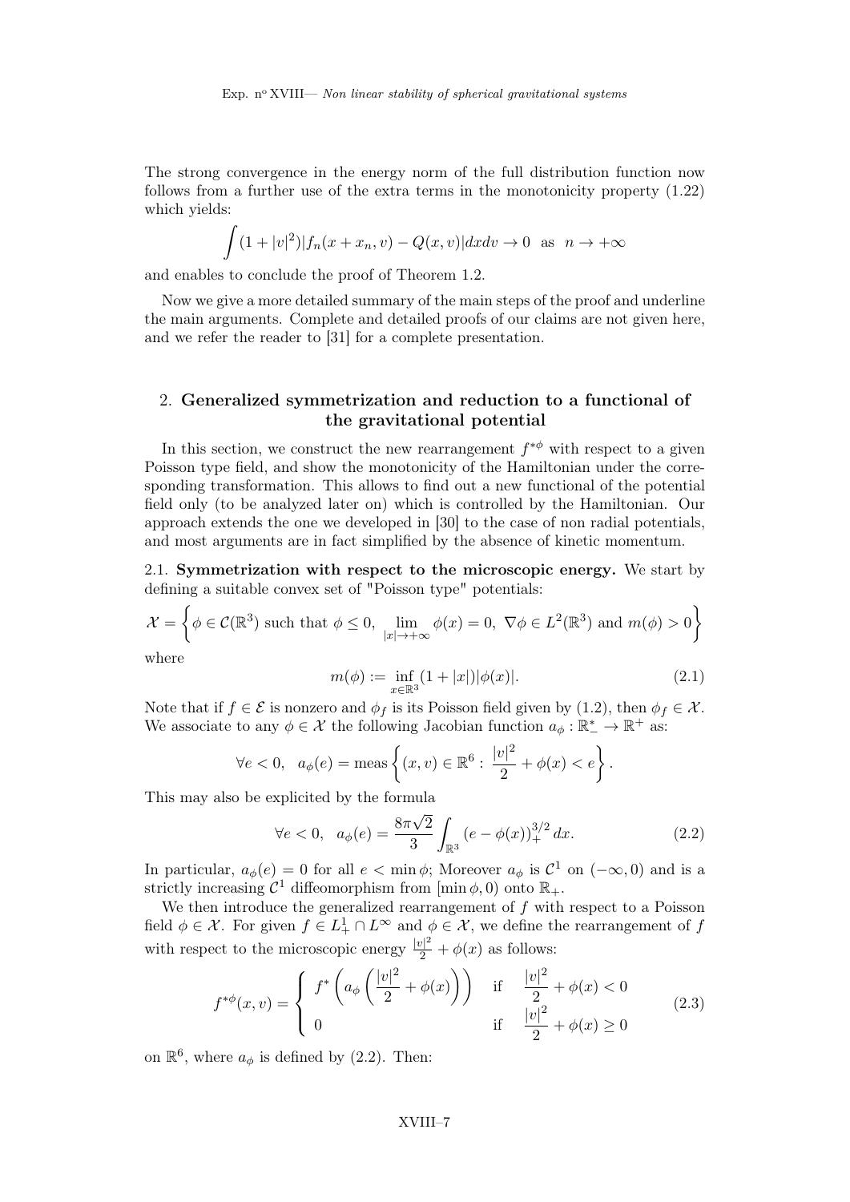The strong convergence in the energy norm of the full distribution function now follows from a further use of the extra terms in the monotonicity property (1.22) which yields:

$$\int (1+|v|^2)|f_n(x+x_n,v)-Q(x,v)|dxdv \to 0 \quad \text{as} \quad n\to+\infty$$

and enables to conclude the proof of Theorem 1.2.

Now we give a more detailed summary of the main steps of the proof and underline the main arguments. Complete and detailed proofs of our claims are not given here, and we refer the reader to [31] for a complete presentation.

## 2. Generalized symmetrization and reduction to a functional of the gravitational potential

In this section, we construct the new rearrangement $f^{*\phi}$ with respect to a given Poisson type field, and show the monotonicity of the Hamiltonian under the corresponding transformation. This allows to find out a new functional of the potential field only (to be analyzed later on) which is controlled by the Hamiltonian. Our approach extends the one we developed in [30] to the case of non radial potentials, and most arguments are in fact simplified by the absence of kinetic momentum.

2.1. **Symmetrization with respect to the microscopic energy.** We start by defining a suitable convex set of "Poisson type" potentials:

$$\mathcal{X}=\left\{\phi\in\mathcal{C}(\mathbb{R}^3) \text{ such that } \phi\le 0,\ \lim_{|x|\to+\infty}\phi(x)=0,\ \nabla\phi\in L^2(\mathbb{R}^3) \text{ and } m(\phi)>0\right\}$$

where

$$m(\phi):=\inf_{x\in\mathbb{R}^3}(1+|x|)|\phi(x)|. \tag{2.1}$$

Note that if $f\in\mathcal{E}$ is nonzero and $\phi_f$ is its Poisson field given by (1.2), then $\phi_f\in\mathcal{X}$. We associate to any $\phi\in\mathcal{X}$ the following Jacobian function $a_\phi:\mathbb{R}_-^*\to\mathbb{R}^+$ as:

$$\forall e<0,\quad a_\phi(e)=\text{meas}\left\{(x,v)\in\mathbb{R}^6:\ \frac{|v|^2}{2}+\phi(x)<e\right\}.$$

This may also be explicited by the formula

$$\forall e<0,\quad a_\phi(e)=\frac{8\pi\sqrt{2}}{3}\int_{\mathbb{R}^3}(e-\phi(x))_+^{3/2}\,dx. \tag{2.2}$$

In particular, $a_\phi(e)=0$ for all $e<\min\phi$; Moreover $a_\phi$ is $\mathcal{C}^1$ on $(-\infty,0)$ and is a strictly increasing $\mathcal{C}^1$ diffeomorphism from $[\min\phi,0)$ onto $\mathbb{R}_+$.

We then introduce the generalized rearrangement of $f$ with respect to a Poisson field $\phi\in\mathcal{X}$. For given $f\in L^1_+\cap L^\infty$ and $\phi\in\mathcal{X}$, we define the rearrangement of $f$ with respect to the microscopic energy $\frac{|v|^2}{2}+\phi(x)$ as follows:

$$f^{*\phi}(x,v)=\begin{cases} f^*\left(a_\phi\left(\dfrac{|v|^2}{2}+\phi(x)\right)\right) & \text{if} \quad \dfrac{|v|^2}{2}+\phi(x)<0\\ 0 & \text{if} \quad \dfrac{|v|^2}{2}+\phi(x)\ge 0\end{cases} \tag{2.3}$$

on $\mathbb{R}^6$, where $a_\phi$ is defined by (2.2). Then: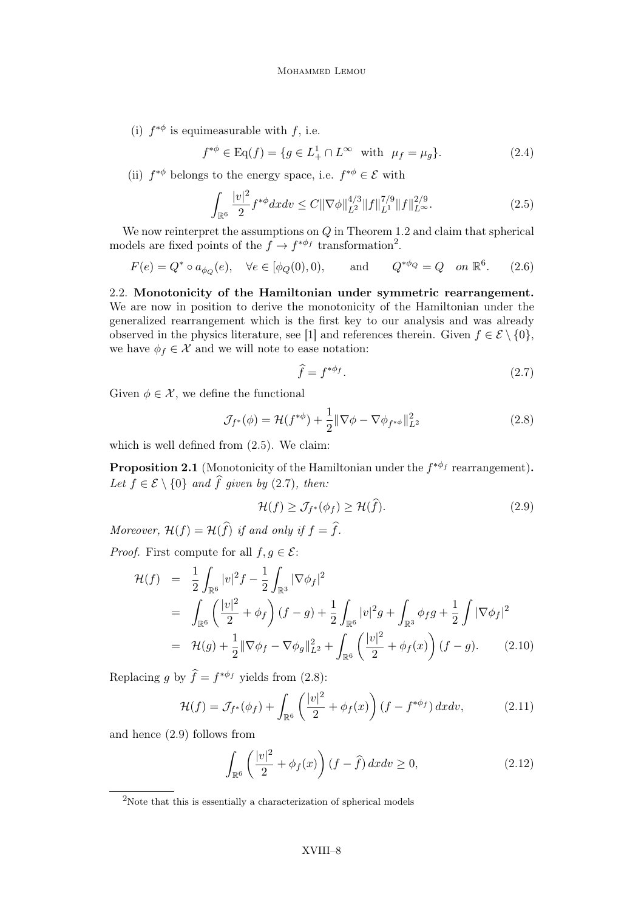(i) $f^{*\phi}$ is equimeasurable with $f$, i.e.

$$f^{*\phi} \in \mathrm{Eq}(f) = \{g \in L^1_+ \cap L^\infty \ \text{ with } \ \mu_f = \mu_g\}. \tag{2.4}$$

(ii) $f^{*\phi}$ belongs to the energy space, i.e. $f^{*\phi} \in \mathcal{E}$ with

$$\int_{\mathbb{R}^6} \frac{|v|^2}{2} f^{*\phi} dx dv \leq C \|\nabla \phi\|_{L^2}^{4/3} \|f\|_{L^1}^{7/9} \|f\|_{L^\infty}^{2/9}. \tag{2.5}$$

We now reinterpret the assumptions on $Q$ in Theorem 1.2 and claim that spherical models are fixed points of the $f \to f^{*\phi_f}$ transformation[2].

$$F(e) = Q^* \circ a_{\phi_Q}(e), \quad \forall e \in [\phi_Q(0), 0), \qquad \text{and} \qquad Q^{*\phi_Q} = Q \quad \text{on } \mathbb{R}^6. \tag{2.6}$$

2.2. **Monotonicity of the Hamiltonian under symmetric rearrangement.** We are now in position to derive the monotonicity of the Hamiltonian under the generalized rearrangement which is the first key to our analysis and was already observed in the physics literature, see [1] and references therein. Given $f \in \mathcal{E} \setminus \{0\}$, we have $\phi_f \in \mathcal{X}$ and we will note to ease notation:

$$\widehat{f} = f^{*\phi_f}. \tag{2.7}$$

Given $\phi \in \mathcal{X}$, we define the functional

$$\mathcal{J}_{f^*}(\phi) = \mathcal{H}(f^{*\phi}) + \frac{1}{2} \|\nabla \phi - \nabla \phi_{f^{*\phi}}\|_{L^2}^2 \tag{2.8}$$

which is well defined from (2.5). We claim:

**Proposition 2.1** (Monotonicity of the Hamiltonian under the $f^{*\phi_f}$ rearrangement)**.** *Let $f \in \mathcal{E} \setminus \{0\}$ and $\widehat{f}$ given by (2.7), then:*

$$\mathcal{H}(f) \geq \mathcal{J}_{f^*}(\phi_f) \geq \mathcal{H}(\widehat{f}). \tag{2.9}$$

*Moreover, $\mathcal{H}(f) = \mathcal{H}(\widehat{f})$ if and only if $f = \widehat{f}$.*

*Proof.* First compute for all $f, g \in \mathcal{E}$:

$$\begin{aligned}
\mathcal{H}(f) &= \frac{1}{2} \int_{\mathbb{R}^6} |v|^2 f - \frac{1}{2} \int_{\mathbb{R}^3} |\nabla \phi_f|^2 \\
&= \int_{\mathbb{R}^6} \left( \frac{|v|^2}{2} + \phi_f \right) (f - g) + \frac{1}{2} \int_{\mathbb{R}^6} |v|^2 g + \int_{\mathbb{R}^3} \phi_f g + \frac{1}{2} \int |\nabla \phi_f|^2 \\
&= \mathcal{H}(g) + \frac{1}{2} \|\nabla \phi_f - \nabla \phi_g\|_{L^2}^2 + \int_{\mathbb{R}^6} \left( \frac{|v|^2}{2} + \phi_f(x) \right) (f - g).
\end{aligned} \tag{2.10}$$

Replacing $g$ by $\widehat{f} = f^{*\phi_f}$ yields from (2.8):

$$\mathcal{H}(f) = \mathcal{J}_{f^*}(\phi_f) + \int_{\mathbb{R}^6} \left( \frac{|v|^2}{2} + \phi_f(x) \right) (f - f^{*\phi_f})\, dx dv, \tag{2.11}$$

and hence (2.9) follows from

$$\int_{\mathbb{R}^6} \left( \frac{|v|^2}{2} + \phi_f(x) \right) (f - \widehat{f})\, dx dv \geq 0, \tag{2.12}$$

[2] Note that this is essentially a characterization of spherical models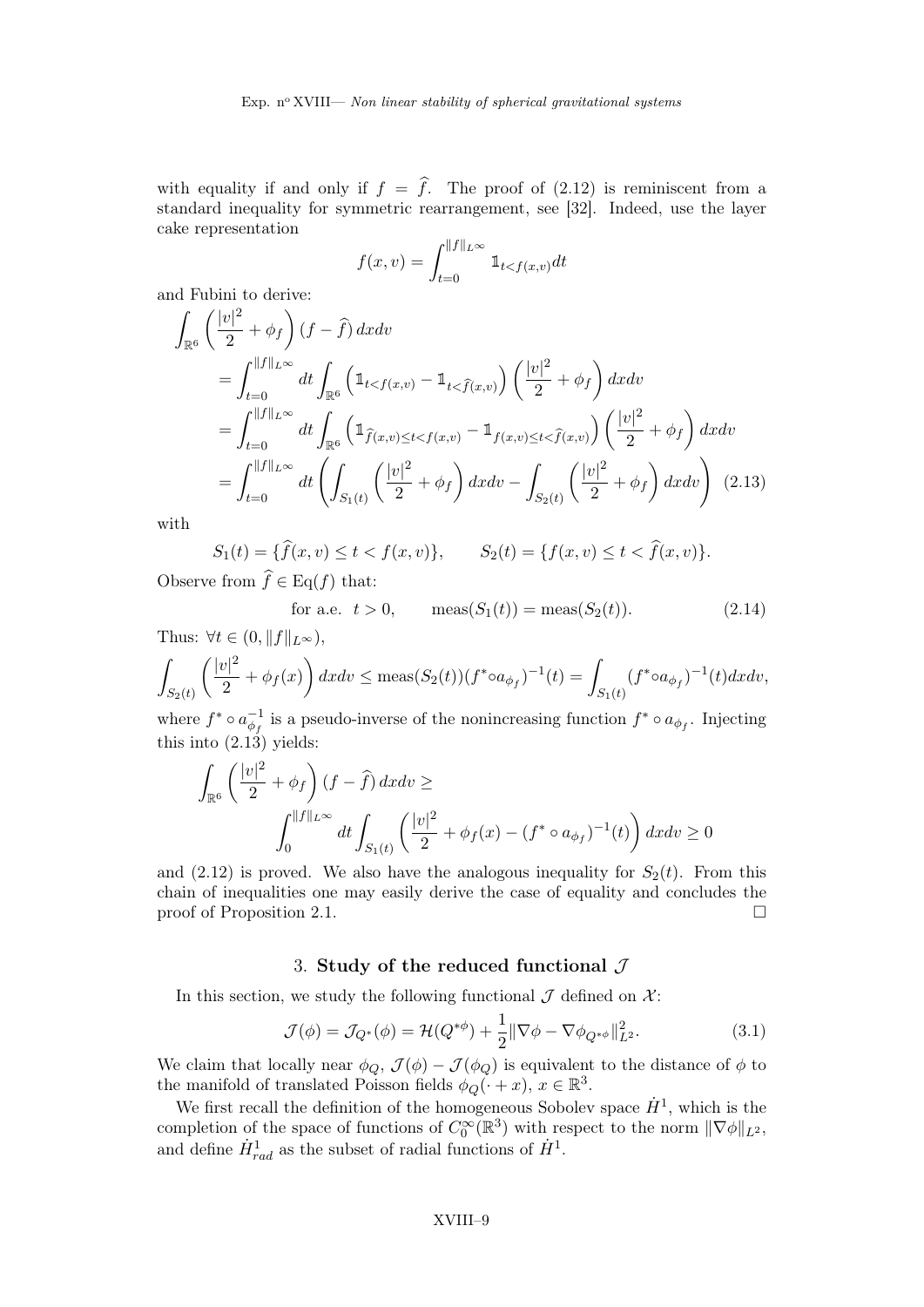with equality if and only if $f = \widehat{f}$. The proof of (2.12) is reminiscent from a standard inequality for symmetric rearrangement, see [32]. Indeed, use the layer cake representation

$$f(x,v) = \int_{t=0}^{\|f\|_{L^\infty}} \mathbb{1}_{t<f(x,v)} dt$$

and Fubini to derive:

$$\begin{aligned}
\int_{\mathbb{R}^6} \left(\frac{|v|^2}{2} + \phi_f\right)(f - \widehat{f})\, dxdv
&= \int_{t=0}^{\|f\|_{L^\infty}} dt \int_{\mathbb{R}^6} \left(\mathbb{1}_{t<f(x,v)} - \mathbb{1}_{t<\widehat{f}(x,v)}\right)\left(\frac{|v|^2}{2} + \phi_f\right) dxdv \\
&= \int_{t=0}^{\|f\|_{L^\infty}} dt \int_{\mathbb{R}^6} \left(\mathbb{1}_{\widehat{f}(x,v)\le t<f(x,v)} - \mathbb{1}_{f(x,v)\le t<\widehat{f}(x,v)}\right)\left(\frac{|v|^2}{2} + \phi_f\right) dxdv \\
&= \int_{t=0}^{\|f\|_{L^\infty}} dt \left(\int_{S_1(t)} \left(\frac{|v|^2}{2} + \phi_f\right) dxdv - \int_{S_2(t)} \left(\frac{|v|^2}{2} + \phi_f\right) dxdv\right) \qquad (2.13)
\end{aligned}$$

with

$$S_1(t) = \{\widehat{f}(x,v) \le t < f(x,v)\}, \qquad S_2(t) = \{f(x,v) \le t < \widehat{f}(x,v)\}.$$

Observe from $\widehat{f} \in \mathrm{Eq}(f)$ that:

$$\text{for a.e. } t > 0, \qquad \mathrm{meas}(S_1(t)) = \mathrm{meas}(S_2(t)). \qquad (2.14)$$

Thus: $\forall t \in (0, \|f\|_{L^\infty})$,

$$\int_{S_2(t)} \left(\frac{|v|^2}{2} + \phi_f(x)\right) dxdv \le \mathrm{meas}(S_2(t))(f^* \circ a_{\phi_f})^{-1}(t) = \int_{S_1(t)} (f^* \circ a_{\phi_f})^{-1}(t) dxdv,$$

where $f^* \circ a_{\phi_f}^{-1}$ is a pseudo-inverse of the nonincreasing function $f^* \circ a_{\phi_f}$. Injecting this into (2.13) yields:

$$\int_{\mathbb{R}^6} \left(\frac{|v|^2}{2} + \phi_f\right)(f - \widehat{f})\, dxdv \ge \int_0^{\|f\|_{L^\infty}} dt \int_{S_1(t)} \left(\frac{|v|^2}{2} + \phi_f(x) - (f^* \circ a_{\phi_f})^{-1}(t)\right) dxdv \ge 0$$

and (2.12) is proved. We also have the analogous inequality for $S_2(t)$. From this chain of inequalities one may easily derive the case of equality and concludes the proof of Proposition 2.1. □

## 3. Study of the reduced functional $\mathcal{J}$

In this section, we study the following functional $\mathcal{J}$ defined on $\mathcal{X}$:

$$\mathcal{J}(\phi) = \mathcal{J}_{Q^*}(\phi) = \mathcal{H}(Q^{*\phi}) + \frac{1}{2}\|\nabla\phi - \nabla\phi_{Q^{*\phi}}\|_{L^2}^2. \qquad (3.1)$$

We claim that locally near $\phi_Q$, $\mathcal{J}(\phi) - \mathcal{J}(\phi_Q)$ is equivalent to the distance of $\phi$ to the manifold of translated Poisson fields $\phi_Q(\cdot + x)$, $x \in \mathbb{R}^3$.

We first recall the definition of the homogeneous Sobolev space $\dot{H}^1$, which is the completion of the space of functions of $C_0^\infty(\mathbb{R}^3)$ with respect to the norm $\|\nabla\phi\|_{L^2}$, and define $\dot{H}^1_{rad}$ as the subset of radial functions of $\dot{H}^1$.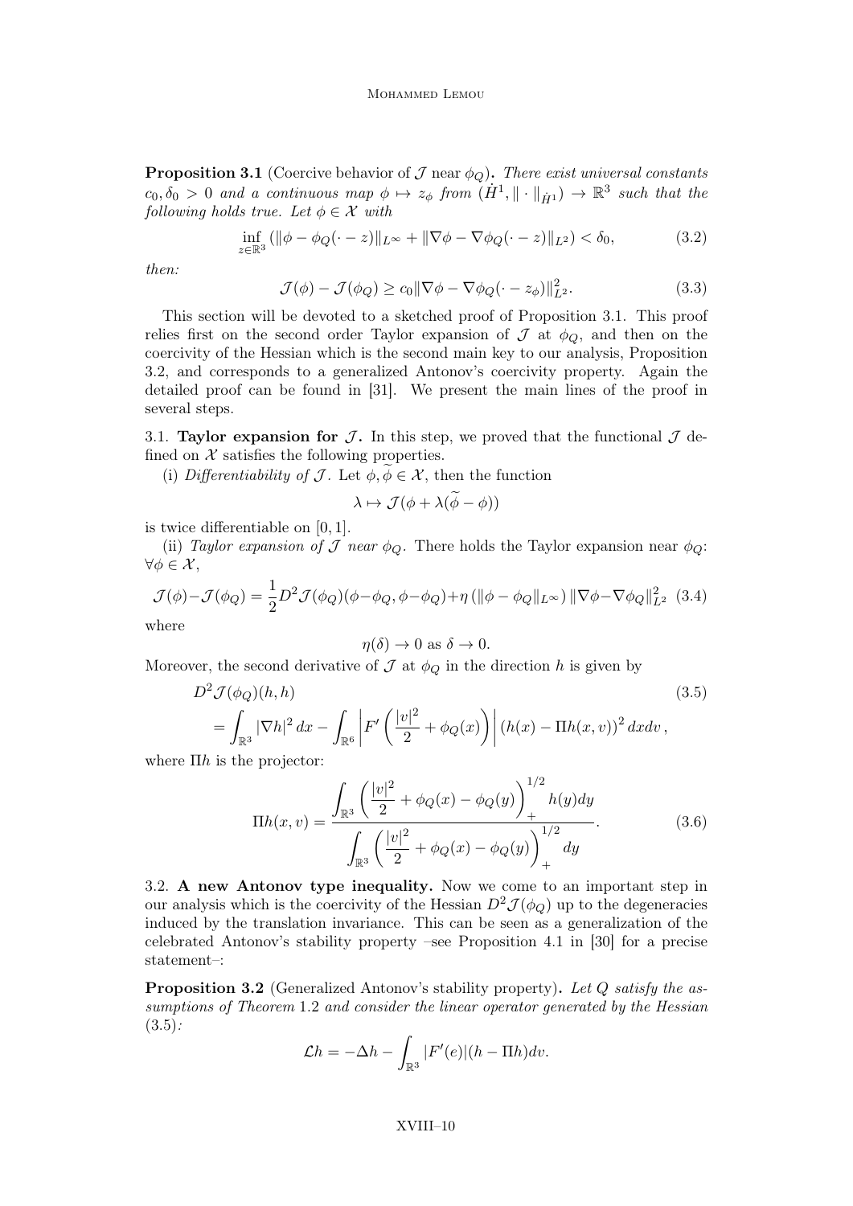**Proposition 3.1** (Coercive behavior of $\mathcal{J}$ near $\phi_Q$)**.** *There exist universal constants $c_0, \delta_0 > 0$ and a continuous map $\phi \mapsto z_\phi$ from $(\dot{H}^1, \|\cdot\|_{\dot{H}^1}) \to \mathbb{R}^3$ such that the following holds true. Let $\phi \in \mathcal{X}$ with*

$$\inf_{z\in\mathbb{R}^3} \left(\|\phi - \phi_Q(\cdot - z)\|_{L^\infty} + \|\nabla\phi - \nabla\phi_Q(\cdot - z)\|_{L^2}\right) < \delta_0, \tag{3.2}$$

*then:*

$$\mathcal{J}(\phi) - \mathcal{J}(\phi_Q) \geq c_0 \|\nabla\phi - \nabla\phi_Q(\cdot - z_\phi)\|_{L^2}^2. \tag{3.3}$$

This section will be devoted to a sketched proof of Proposition 3.1. This proof relies first on the second order Taylor expansion of $\mathcal{J}$ at $\phi_Q$, and then on the coercivity of the Hessian which is the second main key to our analysis, Proposition 3.2, and corresponds to a generalized Antonov's coercivity property. Again the detailed proof can be found in [31]. We present the main lines of the proof in several steps.

3.1. **Taylor expansion for $\mathcal{J}$.** In this step, we proved that the functional $\mathcal{J}$ defined on $\mathcal{X}$ satisfies the following properties.

(i) *Differentiability of $\mathcal{J}$.* Let $\phi, \widetilde{\phi} \in \mathcal{X}$, then the function

$$\lambda \mapsto \mathcal{J}(\phi + \lambda(\widetilde{\phi} - \phi))$$

is twice differentiable on $[0,1]$.

(ii) *Taylor expansion of $\mathcal{J}$ near $\phi_Q$.* There holds the Taylor expansion near $\phi_Q$: $\forall \phi \in \mathcal{X}$,

$$\mathcal{J}(\phi) - \mathcal{J}(\phi_Q) = \frac{1}{2} D^2\mathcal{J}(\phi_Q)(\phi - \phi_Q, \phi - \phi_Q) + \eta\left(\|\phi - \phi_Q\|_{L^\infty}\right)\|\nabla\phi - \nabla\phi_Q\|_{L^2}^2 \tag{3.4}$$

where

$$\eta(\delta) \to 0 \text{ as } \delta \to 0.$$

Moreover, the second derivative of $\mathcal{J}$ at $\phi_Q$ in the direction $h$ is given by

$$\begin{aligned} &D^2\mathcal{J}(\phi_Q)(h,h) \\ &= \int_{\mathbb{R}^3} |\nabla h|^2\, dx - \int_{\mathbb{R}^6} \left| F'\left(\frac{|v|^2}{2} + \phi_Q(x)\right)\right| (h(x) - \Pi h(x,v))^2\, dx dv\,, \end{aligned} \tag{3.5}$$

where $\Pi h$ is the projector:

$$\Pi h(x,v) = \frac{\displaystyle\int_{\mathbb{R}^3} \left(\frac{|v|^2}{2} + \phi_Q(x) - \phi_Q(y)\right)_+^{1/2} h(y) dy}{\displaystyle\int_{\mathbb{R}^3} \left(\frac{|v|^2}{2} + \phi_Q(x) - \phi_Q(y)\right)_+^{1/2} dy}. \tag{3.6}$$

3.2. **A new Antonov type inequality.** Now we come to an important step in our analysis which is the coercivity of the Hessian $D^2\mathcal{J}(\phi_Q)$ up to the degeneracies induced by the translation invariance. This can be seen as a generalization of the celebrated Antonov's stability property –see Proposition 4.1 in [30] for a precise statement–:

**Proposition 3.2** (Generalized Antonov's stability property)**.** *Let $Q$ satisfy the assumptions of Theorem 1.2 and consider the linear operator generated by the Hessian (3.5):*

$$\mathcal{L}h = -\Delta h - \int_{\mathbb{R}^3} |F'(e)|(h - \Pi h) dv.$$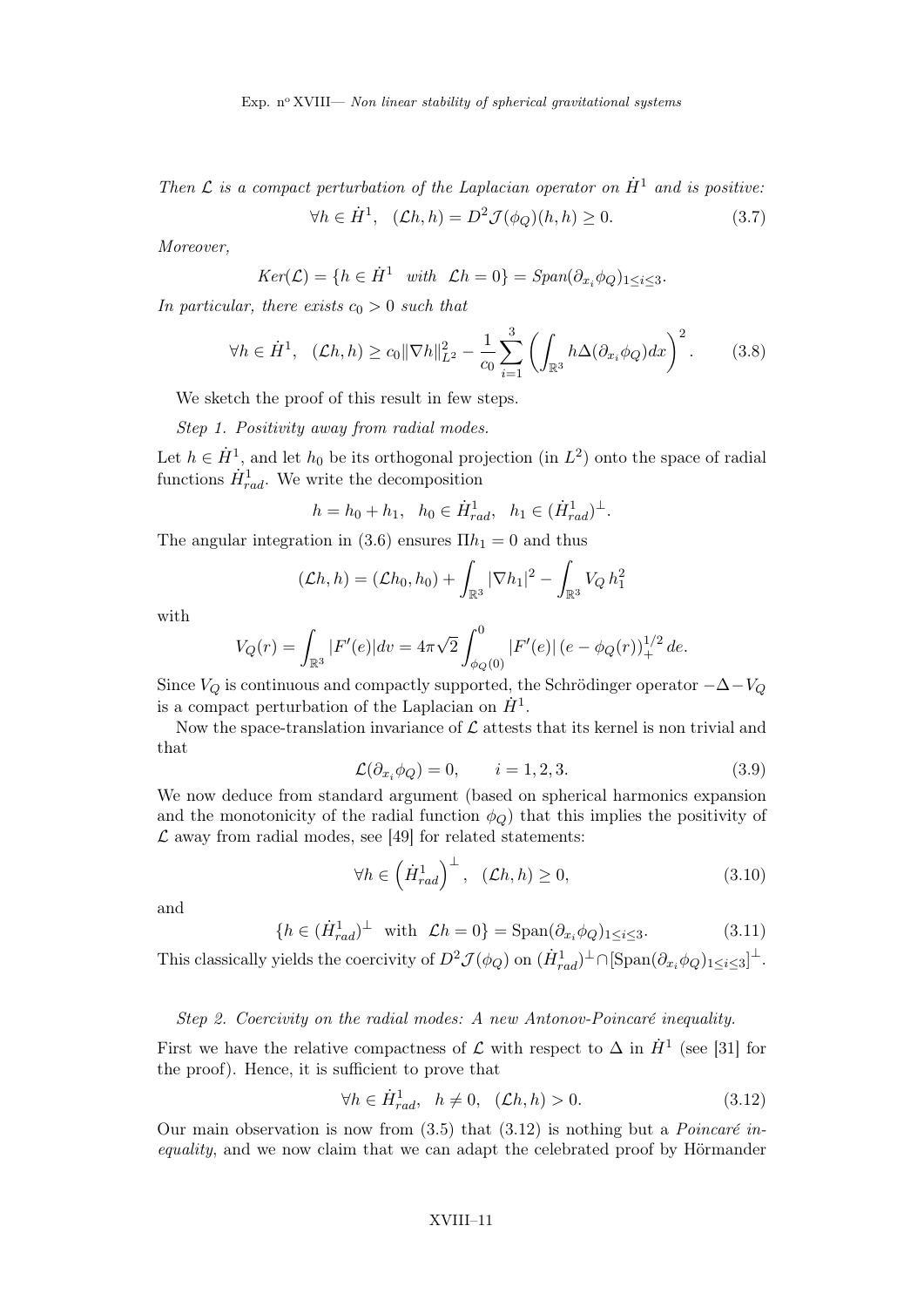*Then $\mathcal{L}$ is a compact perturbation of the Laplacian operator on $\dot{H}^1$ and is positive:*

$$\forall h \in \dot{H}^1, \quad (\mathcal{L}h, h) = D^2\mathcal{J}(\phi_Q)(h,h) \geq 0. \tag{3.7}$$

*Moreover,*

$$Ker(\mathcal{L}) = \{h \in \dot{H}^1 \quad with \quad \mathcal{L}h = 0\} = Span(\partial_{x_i}\phi_Q)_{1\leq i\leq 3}.$$

*In particular, there exists $c_0 > 0$ such that*

$$\forall h \in \dot{H}^1, \quad (\mathcal{L}h, h) \geq c_0\|\nabla h\|_{L^2}^2 - \frac{1}{c_0}\sum_{i=1}^{3}\left(\int_{\mathbb{R}^3} h\Delta(\partial_{x_i}\phi_Q)dx\right)^2. \tag{3.8}$$

We sketch the proof of this result in few steps.

*Step 1. Positivity away from radial modes.*

Let $h \in \dot{H}^1$, and let $h_0$ be its orthogonal projection (in $L^2$) onto the space of radial functions $\dot{H}^1_{rad}$. We write the decomposition

$$h = h_0 + h_1, \quad h_0 \in \dot{H}^1_{rad}, \quad h_1 \in (\dot{H}^1_{rad})^{\perp}.$$

The angular integration in (3.6) ensures $\Pi h_1 = 0$ and thus

$$(\mathcal{L}h, h) = (\mathcal{L}h_0, h_0) + \int_{\mathbb{R}^3} |\nabla h_1|^2 - \int_{\mathbb{R}^3} V_Q\, h_1^2$$

with

$$V_Q(r) = \int_{\mathbb{R}^3} |F'(e)| dv = 4\pi\sqrt{2}\int_{\phi_Q(0)}^{0} |F'(e)|\,(e - \phi_Q(r))_+^{1/2}\, de.$$

Since $V_Q$ is continuous and compactly supported, the Schrödinger operator $-\Delta - V_Q$ is a compact perturbation of the Laplacian on $\dot{H}^1$.

Now the space-translation invariance of $\mathcal{L}$ attests that its kernel is non trivial and that

$$\mathcal{L}(\partial_{x_i}\phi_Q) = 0, \qquad i = 1, 2, 3. \tag{3.9}$$

We now deduce from standard argument (based on spherical harmonics expansion and the monotonicity of the radial function $\phi_Q$) that this implies the positivity of $\mathcal{L}$ away from radial modes, see [49] for related statements:

$$\forall h \in \left(\dot{H}^1_{rad}\right)^{\perp}, \quad (\mathcal{L}h, h) \geq 0, \tag{3.10}$$

and

$$\{h \in (\dot{H}^1_{rad})^{\perp} \text{ with } \mathcal{L}h = 0\} = \text{Span}(\partial_{x_i}\phi_Q)_{1\leq i\leq 3}. \tag{3.11}$$

This classically yields the coercivity of $D^2\mathcal{J}(\phi_Q)$ on $(\dot{H}^1_{rad})^{\perp} \cap [\text{Span}(\partial_{x_i}\phi_Q)_{1\leq i\leq 3}]^{\perp}$.

*Step 2. Coercivity on the radial modes: A new Antonov-Poincaré inequality.*

First we have the relative compactness of $\mathcal{L}$ with respect to $\Delta$ in $\dot{H}^1$ (see [31] for the proof). Hence, it is sufficient to prove that

$$\forall h \in \dot{H}^1_{rad}, \quad h \neq 0, \quad (\mathcal{L}h, h) > 0. \tag{3.12}$$

Our main observation is now from (3.5) that (3.12) is nothing but a *Poincaré inequality*, and we now claim that we can adapt the celebrated proof by Hörmander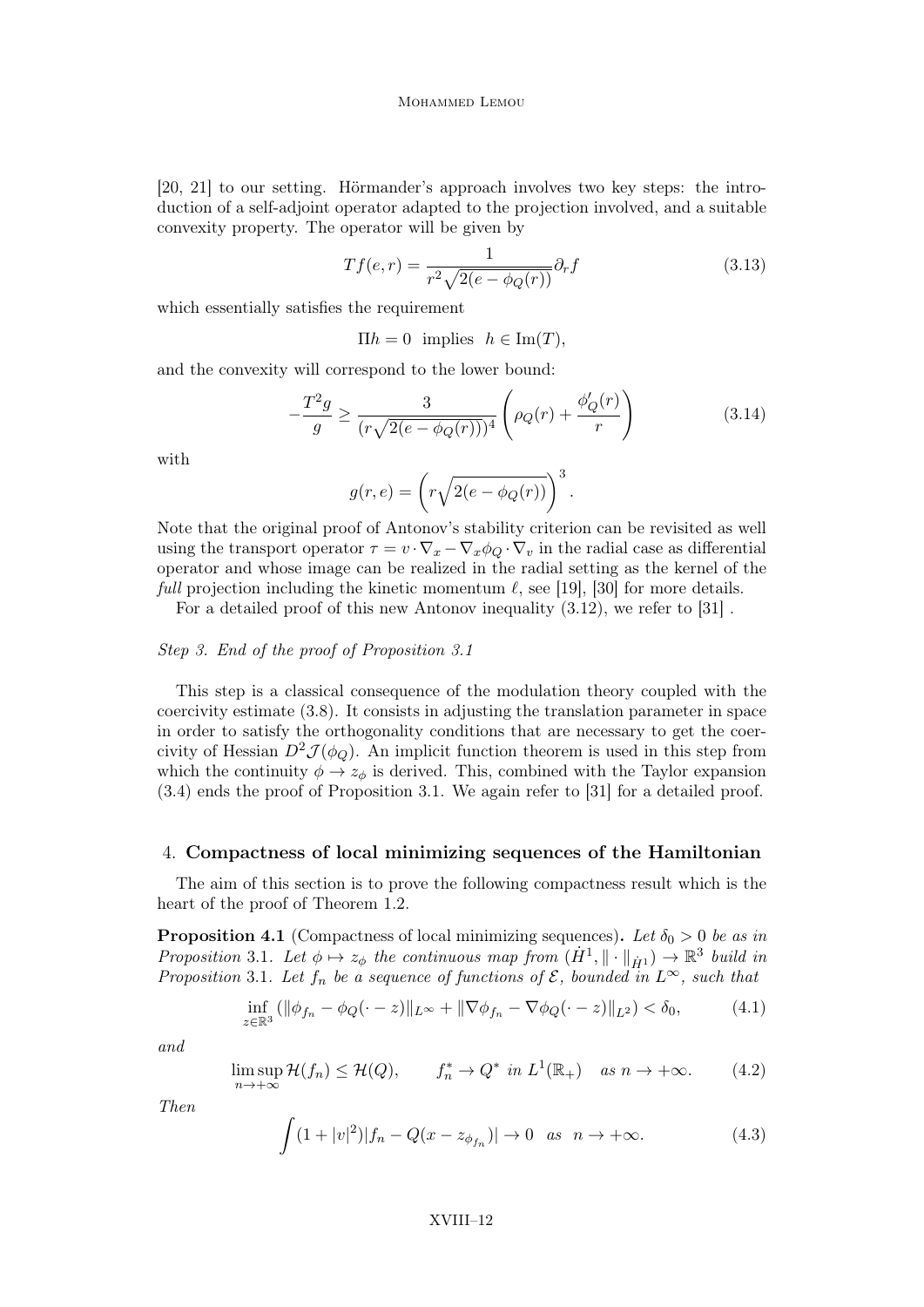[20, 21] to our setting. Hörmander's approach involves two key steps: the introduction of a self-adjoint operator adapted to the projection involved, and a suitable convexity property. The operator will be given by

$$Tf(e,r) = \frac{1}{r^2\sqrt{2(e-\phi_Q(r))}}\partial_r f \tag{3.13}$$

which essentially satisfies the requirement

$$\Pi h = 0 \ \text{ implies } \ h \in \mathrm{Im}(T),$$

and the convexity will correspond to the lower bound:

$$-\frac{T^2 g}{g} \geq \frac{3}{(r\sqrt{2(e-\phi_Q(r))})^4}\left(\rho_Q(r) + \frac{\phi_Q'(r)}{r}\right) \tag{3.14}$$

with

$$g(r,e) = \left(r\sqrt{2(e-\phi_Q(r))}\right)^3.$$

Note that the original proof of Antonov's stability criterion can be revisited as well using the transport operator $\tau = v\cdot\nabla_x - \nabla_x\phi_Q\cdot\nabla_v$ in the radial case as differential operator and whose image can be realized in the radial setting as the kernel of the *full* projection including the kinetic momentum $\ell$, see [19], [30] for more details.

For a detailed proof of this new Antonov inequality (3.12), we refer to [31] .

*Step 3. End of the proof of Proposition 3.1*

This step is a classical consequence of the modulation theory coupled with the coercivity estimate (3.8). It consists in adjusting the translation parameter in space in order to satisfy the orthogonality conditions that are necessary to get the coercivity of Hessian $D^2\mathcal{J}(\phi_Q)$. An implicit function theorem is used in this step from which the continuity $\phi \to z_\phi$ is derived. This, combined with the Taylor expansion (3.4) ends the proof of Proposition 3.1. We again refer to [31] for a detailed proof.

## 4. **Compactness of local minimizing sequences of the Hamiltonian**

The aim of this section is to prove the following compactness result which is the heart of the proof of Theorem 1.2.

**Proposition 4.1** (Compactness of local minimizing sequences)**.** *Let $\delta_0 > 0$ be as in Proposition 3.1. Let $\phi \mapsto z_\phi$ the continuous map from $(\dot{H}^1, \|\cdot\|_{\dot{H}^1}) \to \mathbb{R}^3$ build in Proposition 3.1. Let $f_n$ be a sequence of functions of $\mathcal{E}$, bounded in $L^\infty$, such that*

$$\inf_{z\in\mathbb{R}^3}(\|\phi_{f_n} - \phi_Q(\cdot - z)\|_{L^\infty} + \|\nabla\phi_{f_n} - \nabla\phi_Q(\cdot - z)\|_{L^2}) < \delta_0, \tag{4.1}$$

*and*

$$\limsup_{n\to+\infty}\mathcal{H}(f_n) \leq \mathcal{H}(Q), \qquad f_n^* \to Q^* \ \text{in } L^1(\mathbb{R}_+) \quad \text{as } n \to +\infty. \tag{4.2}$$

*Then*

$$\int(1+|v|^2)|f_n - Q(x - z_{\phi_{f_n}})| \to 0 \quad \text{as} \quad n \to +\infty. \tag{4.3}$$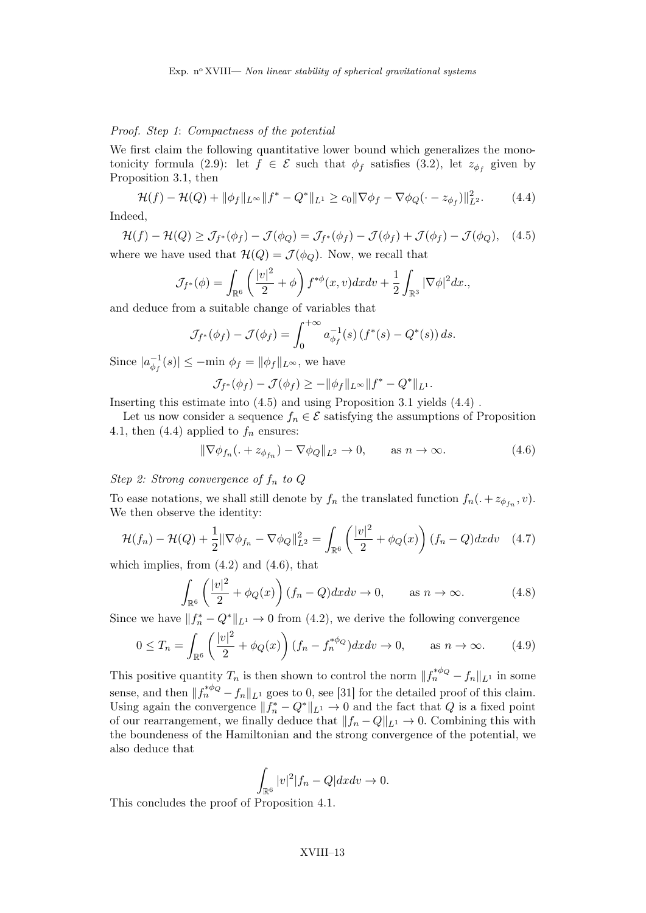*Proof. Step 1*: *Compactness of the potential*

We first claim the following quantitative lower bound which generalizes the monotonicity formula (2.9): let $f \in \mathcal{E}$ such that $\phi_f$ satisfies (3.2), let $z_{\phi_f}$ given by Proposition 3.1, then

$$\mathcal{H}(f) - \mathcal{H}(Q) + \|\phi_f\|_{L^\infty} \|f^* - Q^*\|_{L^1} \geq c_0 \|\nabla\phi_f - \nabla\phi_Q(\cdot - z_{\phi_f})\|_{L^2}^2. \tag{4.4}$$

Indeed,

$$\mathcal{H}(f) - \mathcal{H}(Q) \geq \mathcal{J}_{f^*}(\phi_f) - \mathcal{J}(\phi_Q) = \mathcal{J}_{f^*}(\phi_f) - \mathcal{J}(\phi_f) + \mathcal{J}(\phi_f) - \mathcal{J}(\phi_Q), \tag{4.5}$$

where we have used that $\mathcal{H}(Q) = \mathcal{J}(\phi_Q)$. Now, we recall that

$$\mathcal{J}_{f^*}(\phi) = \int_{\mathbb{R}^6} \left(\frac{|v|^2}{2} + \phi\right) f^{*\phi}(x,v)dxdv + \frac{1}{2}\int_{\mathbb{R}^3} |\nabla\phi|^2 dx.,$$

and deduce from a suitable change of variables that

$$\mathcal{J}_{f^*}(\phi_f) - \mathcal{J}(\phi_f) = \int_0^{+\infty} a_{\phi_f}^{-1}(s)\left(f^*(s) - Q^*(s)\right) ds.$$

Since $|a_{\phi_f}^{-1}(s)| \leq -\text{min } \phi_f = \|\phi_f\|_{L^\infty}$, we have

$$\mathcal{J}_{f^*}(\phi_f) - \mathcal{J}(\phi_f) \geq -\|\phi_f\|_{L^\infty}\|f^* - Q^*\|_{L^1}.$$

Inserting this estimate into (4.5) and using Proposition 3.1 yields (4.4) .

Let us now consider a sequence $f_n \in \mathcal{E}$ satisfying the assumptions of Proposition 4.1, then (4.4) applied to $f_n$ ensures:

$$\|\nabla\phi_{f_n}(.+z_{\phi_{f_n}}) - \nabla\phi_Q\|_{L^2} \to 0, \qquad \text{as } n \to \infty. \tag{4.6}$$

*Step 2: Strong convergence of $f_n$ to $Q$*

To ease notations, we shall still denote by $f_n$ the translated function $f_n(.+z_{\phi_{f_n}}, v)$. We then observe the identity:

$$\mathcal{H}(f_n) - \mathcal{H}(Q) + \frac{1}{2}\|\nabla\phi_{f_n} - \nabla\phi_Q\|_{L^2}^2 = \int_{\mathbb{R}^6}\left(\frac{|v|^2}{2} + \phi_Q(x)\right)(f_n - Q)dxdv \tag{4.7}$$

which implies, from (4.2) and (4.6), that

$$\int_{\mathbb{R}^6}\left(\frac{|v|^2}{2} + \phi_Q(x)\right)(f_n - Q)dxdv \to 0, \qquad \text{as } n \to \infty. \tag{4.8}$$

Since we have $\|f_n^* - Q^*\|_{L^1} \to 0$ from (4.2), we derive the following convergence

$$0 \leq T_n = \int_{\mathbb{R}^6}\left(\frac{|v|^2}{2} + \phi_Q(x)\right)(f_n - f_n^{*\phi_Q})dxdv \to 0, \qquad \text{as } n \to \infty. \tag{4.9}$$

This positive quantity $T_n$ is then shown to control the norm $\|f_n^{*\phi_Q} - f_n\|_{L^1}$ in some sense, and then $\|f_n^{*\phi_Q} - f_n\|_{L^1}$ goes to 0, see [31] for the detailed proof of this claim. Using again the convergence $\|f_n^* - Q^*\|_{L^1} \to 0$ and the fact that $Q$ is a fixed point of our rearrangement, we finally deduce that $\|f_n - Q\|_{L^1} \to 0$. Combining this with the boundeness of the Hamiltonian and the strong convergence of the potential, we also deduce that

$$\int_{\mathbb{R}^6} |v|^2|f_n - Q|dxdv \to 0.$$

This concludes the proof of Proposition 4.1.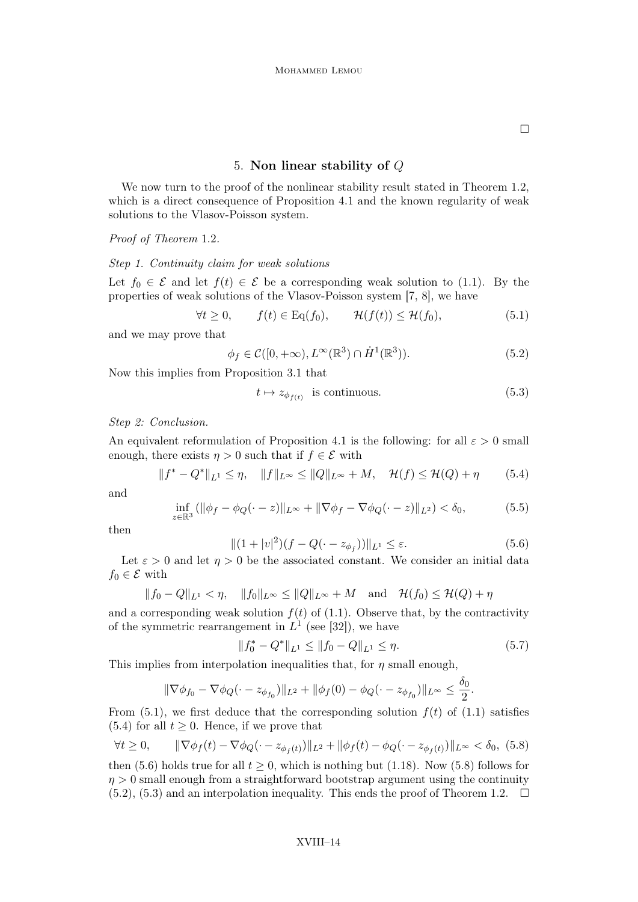□

## 5. Non linear stability of $Q$

We now turn to the proof of the nonlinear stability result stated in Theorem 1.2, which is a direct consequence of Proposition 4.1 and the known regularity of weak solutions to the Vlasov-Poisson system.

*Proof of Theorem* 1.2.

*Step 1. Continuity claim for weak solutions*

Let $f_0 \in \mathcal{E}$ and let $f(t) \in \mathcal{E}$ be a corresponding weak solution to (1.1). By the properties of weak solutions of the Vlasov-Poisson system [7, 8], we have

$$\forall t \geq 0, \qquad f(t) \in \mathrm{Eq}(f_0), \qquad \mathcal{H}(f(t)) \leq \mathcal{H}(f_0), \tag{5.1}$$

and we may prove that

$$\phi_f \in \mathcal{C}([0,+\infty), L^\infty(\mathbb{R}^3) \cap \dot{H}^1(\mathbb{R}^3)). \tag{5.2}$$

Now this implies from Proposition 3.1 that

$$t \mapsto z_{\phi_{f(t)}} \quad \text{is continuous.} \tag{5.3}$$

*Step 2: Conclusion.*

An equivalent reformulation of Proposition 4.1 is the following: for all $\varepsilon > 0$ small enough, there exists $\eta > 0$ such that if $f \in \mathcal{E}$ with

$$\|f^* - Q^*\|_{L^1} \leq \eta, \quad \|f\|_{L^\infty} \leq \|Q\|_{L^\infty} + M, \quad \mathcal{H}(f) \leq \mathcal{H}(Q) + \eta \tag{5.4}$$

and

$$\inf_{z \in \mathbb{R}^3} \left(\|\phi_f - \phi_Q(\cdot - z)\|_{L^\infty} + \|\nabla \phi_f - \nabla \phi_Q(\cdot - z)\|_{L^2}\right) < \delta_0, \tag{5.5}$$

then

$$\|(1+|v|^2)(f - Q(\cdot - z_{\phi_f}))\|_{L^1} \leq \varepsilon. \tag{5.6}$$

Let $\varepsilon > 0$ and let $\eta > 0$ be the associated constant. We consider an initial data $f_0 \in \mathcal{E}$ with

$$\|f_0 - Q\|_{L^1} < \eta, \quad \|f_0\|_{L^\infty} \leq \|Q\|_{L^\infty} + M \quad \text{and} \quad \mathcal{H}(f_0) \leq \mathcal{H}(Q) + \eta$$

and a corresponding weak solution $f(t)$ of (1.1). Observe that, by the contractivity of the symmetric rearrangement in $L^1$ (see [32]), we have

$$\|f_0^* - Q^*\|_{L^1} \leq \|f_0 - Q\|_{L^1} \leq \eta. \tag{5.7}$$

This implies from interpolation inequalities that, for $\eta$ small enough,

$$\|\nabla \phi_{f_0} - \nabla \phi_Q(\cdot - z_{\phi_{f_0}})\|_{L^2} + \|\phi_f(0) - \phi_Q(\cdot - z_{\phi_{f_0}})\|_{L^\infty} \leq \frac{\delta_0}{2}.$$

From (5.1), we first deduce that the corresponding solution $f(t)$ of (1.1) satisfies (5.4) for all $t \geq 0$. Hence, if we prove that

$$\forall t \geq 0, \qquad \|\nabla \phi_f(t) - \nabla \phi_Q(\cdot - z_{\phi_{f(t)}})\|_{L^2} + \|\phi_f(t) - \phi_Q(\cdot - z_{\phi_{f(t)}})\|_{L^\infty} < \delta_0, \tag{5.8}$$

then (5.6) holds true for all $t \geq 0$, which is nothing but (1.18). Now (5.8) follows for $\eta > 0$ small enough from a straightforward bootstrap argument using the continuity (5.2), (5.3) and an interpolation inequality. This ends the proof of Theorem 1.2. □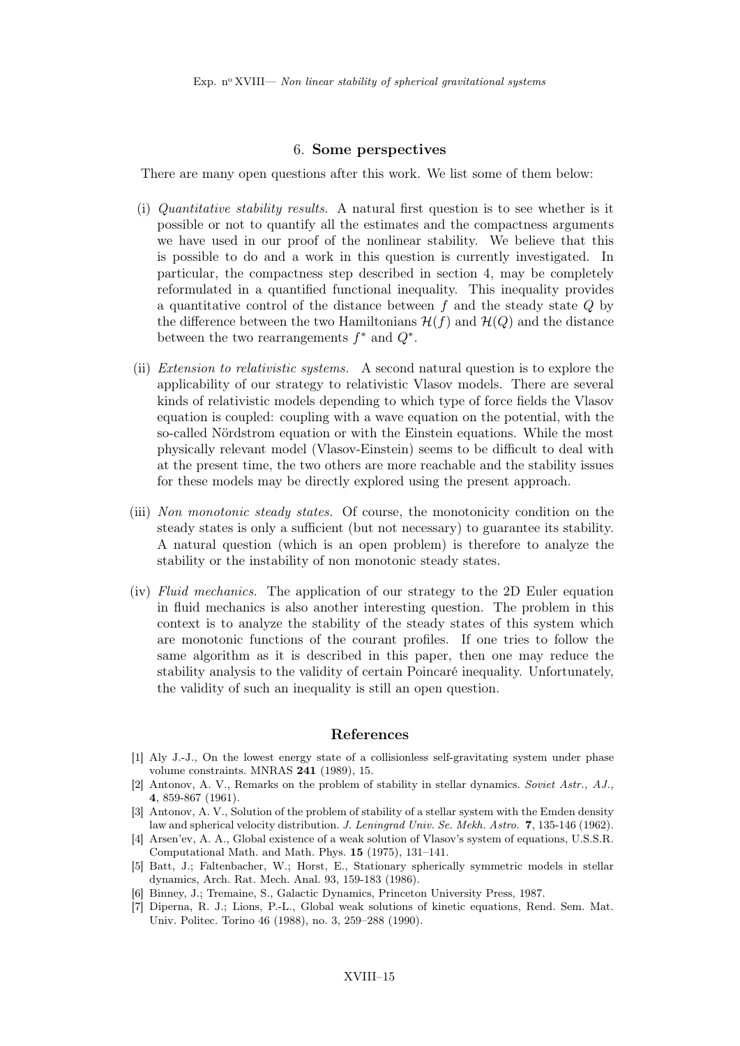## 6. Some perspectives

There are many open questions after this work. We list some of them below:

(i) *Quantitative stability results.* A natural first question is to see whether is it possible or not to quantify all the estimates and the compactness arguments we have used in our proof of the nonlinear stability. We believe that this is possible to do and a work in this question is currently investigated. In particular, the compactness step described in section 4, may be completely reformulated in a quantified functional inequality. This inequality provides a quantitative control of the distance between $f$ and the steady state $Q$ by the difference between the two Hamiltonians $\mathcal{H}(f)$ and $\mathcal{H}(Q)$ and the distance between the two rearrangements $f^*$ and $Q^*$.

(ii) *Extension to relativistic systems.* A second natural question is to explore the applicability of our strategy to relativistic Vlasov models. There are several kinds of relativistic models depending to which type of force fields the Vlasov equation is coupled: coupling with a wave equation on the potential, with the so-called Nördstrom equation or with the Einstein equations. While the most physically relevant model (Vlasov-Einstein) seems to be difficult to deal with at the present time, the two others are more reachable and the stability issues for these models may be directly explored using the present approach.

(iii) *Non monotonic steady states.* Of course, the monotonicity condition on the steady states is only a sufficient (but not necessary) to guarantee its stability. A natural question (which is an open problem) is therefore to analyze the stability or the instability of non monotonic steady states.

(iv) *Fluid mechanics.* The application of our strategy to the 2D Euler equation in fluid mechanics is also another interesting question. The problem in this context is to analyze the stability of the steady states of this system which are monotonic functions of the courant profiles. If one tries to follow the same algorithm as it is described in this paper, then one may reduce the stability analysis to the validity of certain Poincaré inequality. Unfortunately, the validity of such an inequality is still an open question.

## References

[1] Aly J.-J., On the lowest energy state of a collisionless self-gravitating system under phase volume constraints. MNRAS **241** (1989), 15.

[2] Antonov, A. V., Remarks on the problem of stability in stellar dynamics. *Soviet Astr., AJ.,* **4**, 859-867 (1961).

[3] Antonov, A. V., Solution of the problem of stability of a stellar system with the Emden density law and spherical velocity distribution. *J. Leningrad Univ. Se. Mekh. Astro.* **7**, 135-146 (1962).

[4] Arsen'ev, A. A., Global existence of a weak solution of Vlasov's system of equations, U.S.S.R. Computational Math. and Math. Phys. **15** (1975), 131–141.

[5] Batt, J.; Faltenbacher, W.; Horst, E., Stationary spherically symmetric models in stellar dynamics, Arch. Rat. Mech. Anal. 93, 159-183 (1986).

[6] Binney, J.; Tremaine, S., Galactic Dynamics, Princeton University Press, 1987.

[7] Diperna, R. J.; Lions, P.-L., Global weak solutions of kinetic equations, Rend. Sem. Mat. Univ. Politec. Torino 46 (1988), no. 3, 259–288 (1990).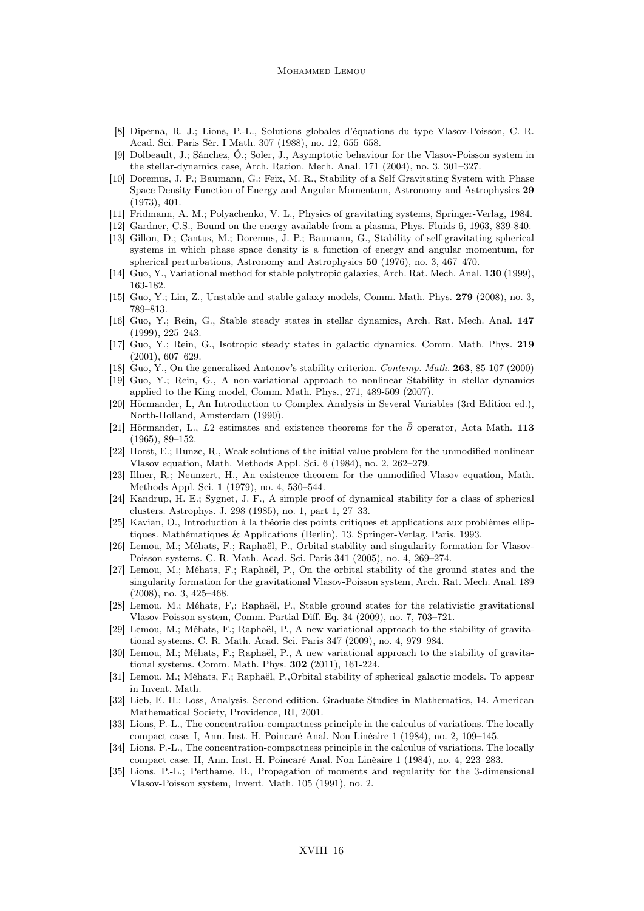[8] Diperna, R. J.; Lions, P.-L., Solutions globales d'équations du type Vlasov-Poisson, C. R. Acad. Sci. Paris Sér. I Math. 307 (1988), no. 12, 655–658.

[9] Dolbeault, J.; Sánchez, Ó.; Soler, J., Asymptotic behaviour for the Vlasov-Poisson system in the stellar-dynamics case, Arch. Ration. Mech. Anal. 171 (2004), no. 3, 301–327.

[10] Doremus, J. P.; Baumann, G.; Feix, M. R., Stability of a Self Gravitating System with Phase Space Density Function of Energy and Angular Momentum, Astronomy and Astrophysics **29** (1973), 401.

[11] Fridmann, A. M.; Polyachenko, V. L., Physics of gravitating systems, Springer-Verlag, 1984.

[12] Gardner, C.S., Bound on the energy available from a plasma, Phys. Fluids 6, 1963, 839-840.

[13] Gillon, D.; Cantus, M.; Doremus, J. P.; Baumann, G., Stability of self-gravitating spherical systems in which phase space density is a function of energy and angular momentum, for spherical perturbations, Astronomy and Astrophysics **50** (1976), no. 3, 467–470.

[14] Guo, Y., Variational method for stable polytropic galaxies, Arch. Rat. Mech. Anal. **130** (1999), 163-182.

[15] Guo, Y.; Lin, Z., Unstable and stable galaxy models, Comm. Math. Phys. **279** (2008), no. 3, 789–813.

[16] Guo, Y.; Rein, G., Stable steady states in stellar dynamics, Arch. Rat. Mech. Anal. **147** (1999), 225–243.

[17] Guo, Y.; Rein, G., Isotropic steady states in galactic dynamics, Comm. Math. Phys. **219** (2001), 607–629.

[18] Guo, Y., On the generalized Antonov's stability criterion. *Contemp. Math.* **263**, 85-107 (2000)

[19] Guo, Y.; Rein, G., A non-variational approach to nonlinear Stability in stellar dynamics applied to the King model, Comm. Math. Phys., 271, 489-509 (2007).

[20] Hörmander, L, An Introduction to Complex Analysis in Several Variables (3rd Edition ed.), North-Holland, Amsterdam (1990).

[21] Hörmander, L., $L2$ estimates and existence theorems for the $\bar{\partial}$ operator, Acta Math. **113** (1965), 89–152.

[22] Horst, E.; Hunze, R., Weak solutions of the initial value problem for the unmodified nonlinear Vlasov equation, Math. Methods Appl. Sci. 6 (1984), no. 2, 262–279.

[23] Illner, R.; Neunzert, H., An existence theorem for the unmodified Vlasov equation, Math. Methods Appl. Sci. **1** (1979), no. 4, 530–544.

[24] Kandrup, H. E.; Sygnet, J. F., A simple proof of dynamical stability for a class of spherical clusters. Astrophys. J. 298 (1985), no. 1, part 1, 27–33.

[25] Kavian, O., Introduction à la théorie des points critiques et applications aux problèmes elliptiques. Mathématiques & Applications (Berlin), 13. Springer-Verlag, Paris, 1993.

[26] Lemou, M.; Méhats, F.; Raphaël, P., Orbital stability and singularity formation for Vlasov-Poisson systems. C. R. Math. Acad. Sci. Paris 341 (2005), no. 4, 269–274.

[27] Lemou, M.; Méhats, F.; Raphaël, P., On the orbital stability of the ground states and the singularity formation for the gravitational Vlasov-Poisson system, Arch. Rat. Mech. Anal. 189 (2008), no. 3, 425–468.

[28] Lemou, M.; Méhats, F,; Raphaël, P., Stable ground states for the relativistic gravitational Vlasov-Poisson system, Comm. Partial Diff. Eq. 34 (2009), no. 7, 703–721.

[29] Lemou, M.; Méhats, F.; Raphaël, P., A new variational approach to the stability of gravitational systems. C. R. Math. Acad. Sci. Paris 347 (2009), no. 4, 979–984.

[30] Lemou, M.; Méhats, F.; Raphaël, P., A new variational approach to the stability of gravitational systems. Comm. Math. Phys. **302** (2011), 161-224.

[31] Lemou, M.; Méhats, F.; Raphaël, P.,Orbital stability of spherical galactic models. To appear in Invent. Math.

[32] Lieb, E. H.; Loss, Analysis. Second edition. Graduate Studies in Mathematics, 14. American Mathematical Society, Providence, RI, 2001.

[33] Lions, P.-L., The concentration-compactness principle in the calculus of variations. The locally compact case. I, Ann. Inst. H. Poincaré Anal. Non Linéaire 1 (1984), no. 2, 109–145.

[34] Lions, P.-L., The concentration-compactness principle in the calculus of variations. The locally compact case. II, Ann. Inst. H. Poincaré Anal. Non Linéaire 1 (1984), no. 4, 223–283.

[35] Lions, P.-L.; Perthame, B., Propagation of moments and regularity for the 3-dimensional Vlasov-Poisson system, Invent. Math. 105 (1991), no. 2.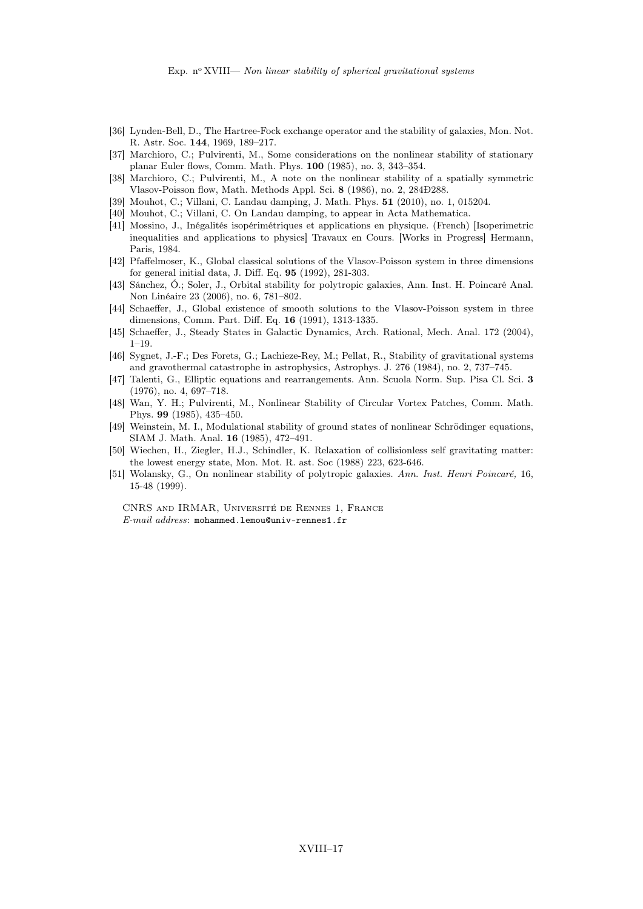[36] Lynden-Bell, D., The Hartree-Fock exchange operator and the stability of galaxies, Mon. Not. R. Astr. Soc. **144**, 1969, 189–217.

[37] Marchioro, C.; Pulvirenti, M., Some considerations on the nonlinear stability of stationary planar Euler flows, Comm. Math. Phys. **100** (1985), no. 3, 343–354.

[38] Marchioro, C.; Pulvirenti, M., A note on the nonlinear stability of a spatially symmetric Vlasov-Poisson flow, Math. Methods Appl. Sci. **8** (1986), no. 2, 284Ð288.

[39] Mouhot, C.; Villani, C. Landau damping, J. Math. Phys. **51** (2010), no. 1, 015204.

[40] Mouhot, C.; Villani, C. On Landau damping, to appear in Acta Mathematica.

[41] Mossino, J., Inégalités isopérimétriques et applications en physique. (French) [Isoperimetric inequalities and applications to physics] Travaux en Cours. [Works in Progress] Hermann, Paris, 1984.

[42] Pfaffelmoser, K., Global classical solutions of the Vlasov-Poisson system in three dimensions for general initial data, J. Diff. Eq. **95** (1992), 281-303.

[43] Sánchez, Ó.; Soler, J., Orbital stability for polytropic galaxies, Ann. Inst. H. Poincaré Anal. Non Linéaire 23 (2006), no. 6, 781–802.

[44] Schaeffer, J., Global existence of smooth solutions to the Vlasov-Poisson system in three dimensions, Comm. Part. Diff. Eq. **16** (1991), 1313-1335.

[45] Schaeffer, J., Steady States in Galactic Dynamics, Arch. Rational, Mech. Anal. 172 (2004), 1–19.

[46] Sygnet, J.-F.; Des Forets, G.; Lachieze-Rey, M.; Pellat, R., Stability of gravitational systems and gravothermal catastrophe in astrophysics, Astrophys. J. 276 (1984), no. 2, 737–745.

[47] Talenti, G., Elliptic equations and rearrangements. Ann. Scuola Norm. Sup. Pisa Cl. Sci. **3** (1976), no. 4, 697–718.

[48] Wan, Y. H.; Pulvirenti, M., Nonlinear Stability of Circular Vortex Patches, Comm. Math. Phys. **99** (1985), 435–450.

[49] Weinstein, M. I., Modulational stability of ground states of nonlinear Schrödinger equations, SIAM J. Math. Anal. **16** (1985), 472–491.

[50] Wiechen, H., Ziegler, H.J., Schindler, K. Relaxation of collisionless self gravitating matter: the lowest energy state, Mon. Mot. R. ast. Soc (1988) 223, 623-646.

[51] Wolansky, G., On nonlinear stability of polytropic galaxies. *Ann. Inst. Henri Poincaré,* 16, 15-48 (1999).

CNRS and IRMAR, Université de Rennes 1, France

*E-mail address*: `mohammed.lemou@univ-rennes1.fr`